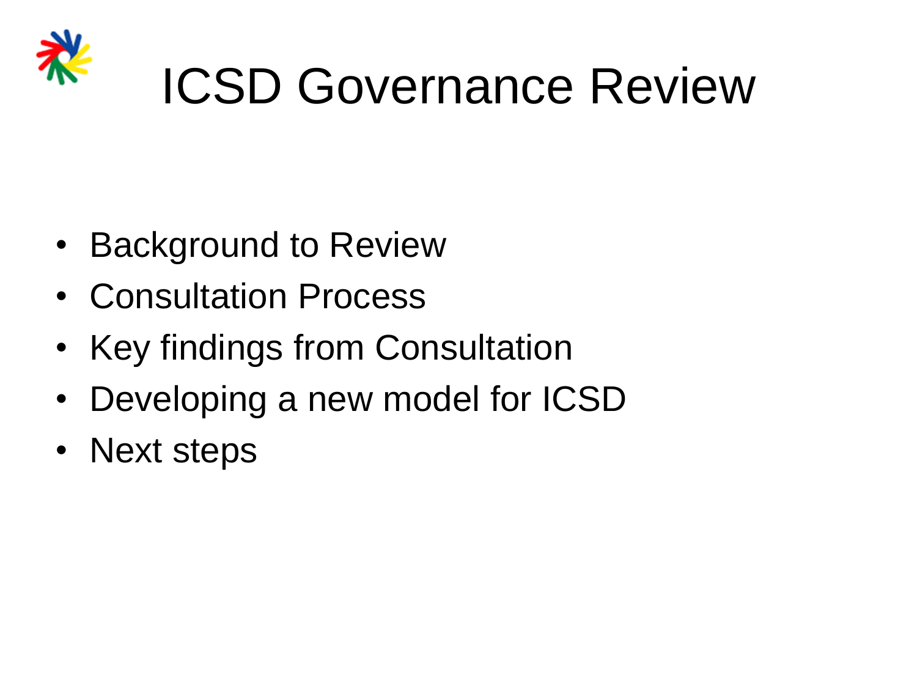# ICSD Governance Review

- Background to Review
- Consultation Process
- Key findings from Consultation
- Developing a new model for ICSD
- Next steps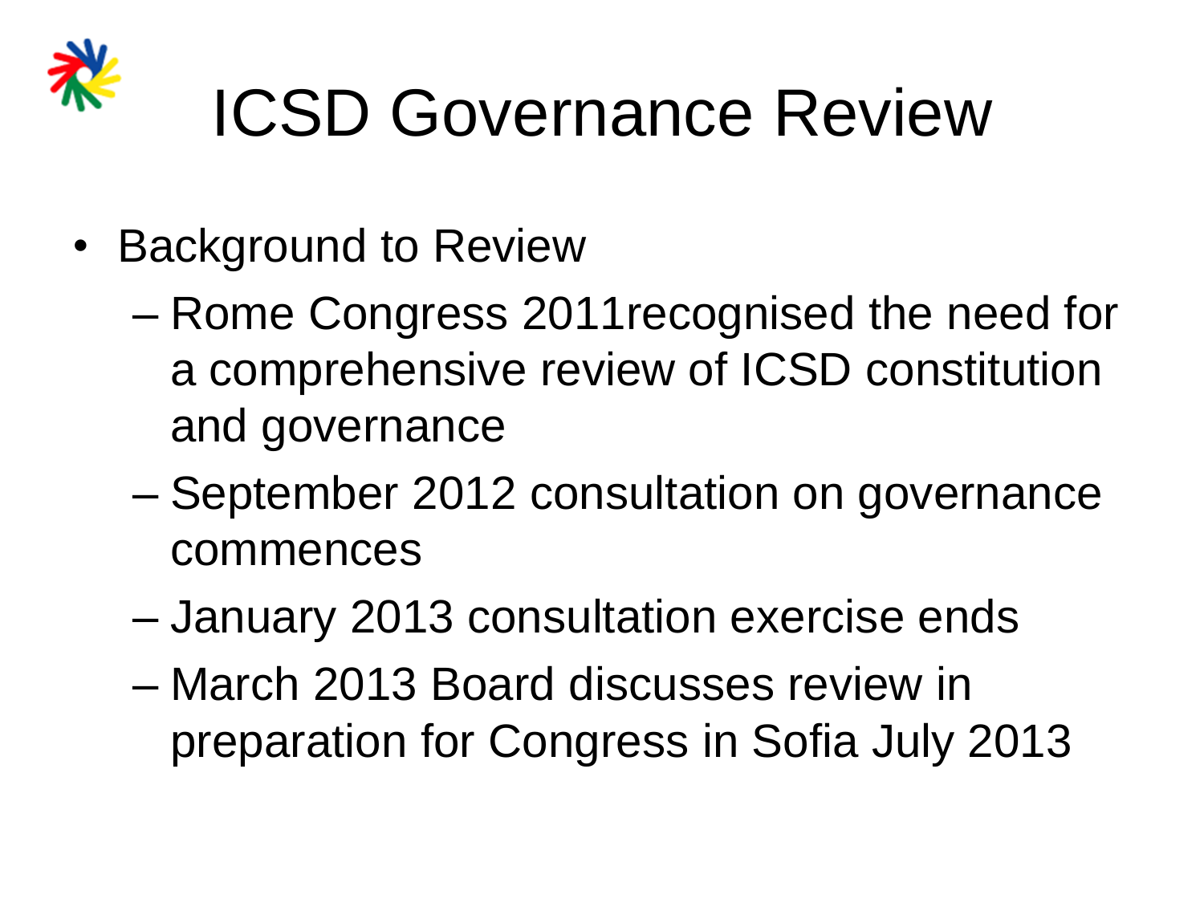# ICSD Governance Review

- Background to Review
  - Rome Congress 2011recognised the need for a comprehensive review of ICSD constitution and governance
  - September 2012 consultation on governance commences
  - January 2013 consultation exercise ends
  - March 2013 Board discusses review in preparation for Congress in Sofia July 2013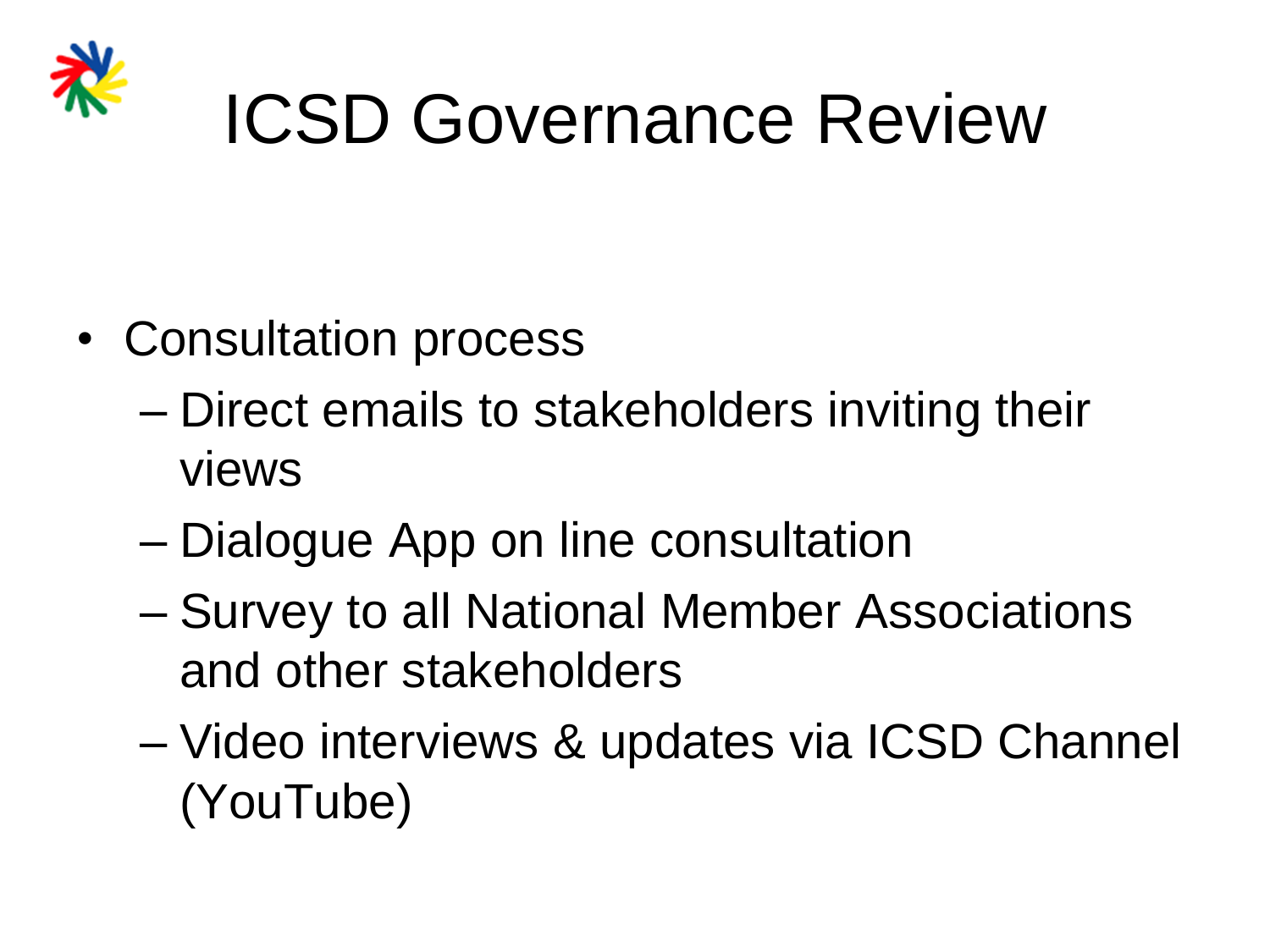# ICSD Governance Review

- Consultation process
  - Direct emails to stakeholders inviting their views
  - Dialogue App on line consultation
  - Survey to all National Member Associations and other stakeholders
  - Video interviews & updates via ICSD Channel (YouTube)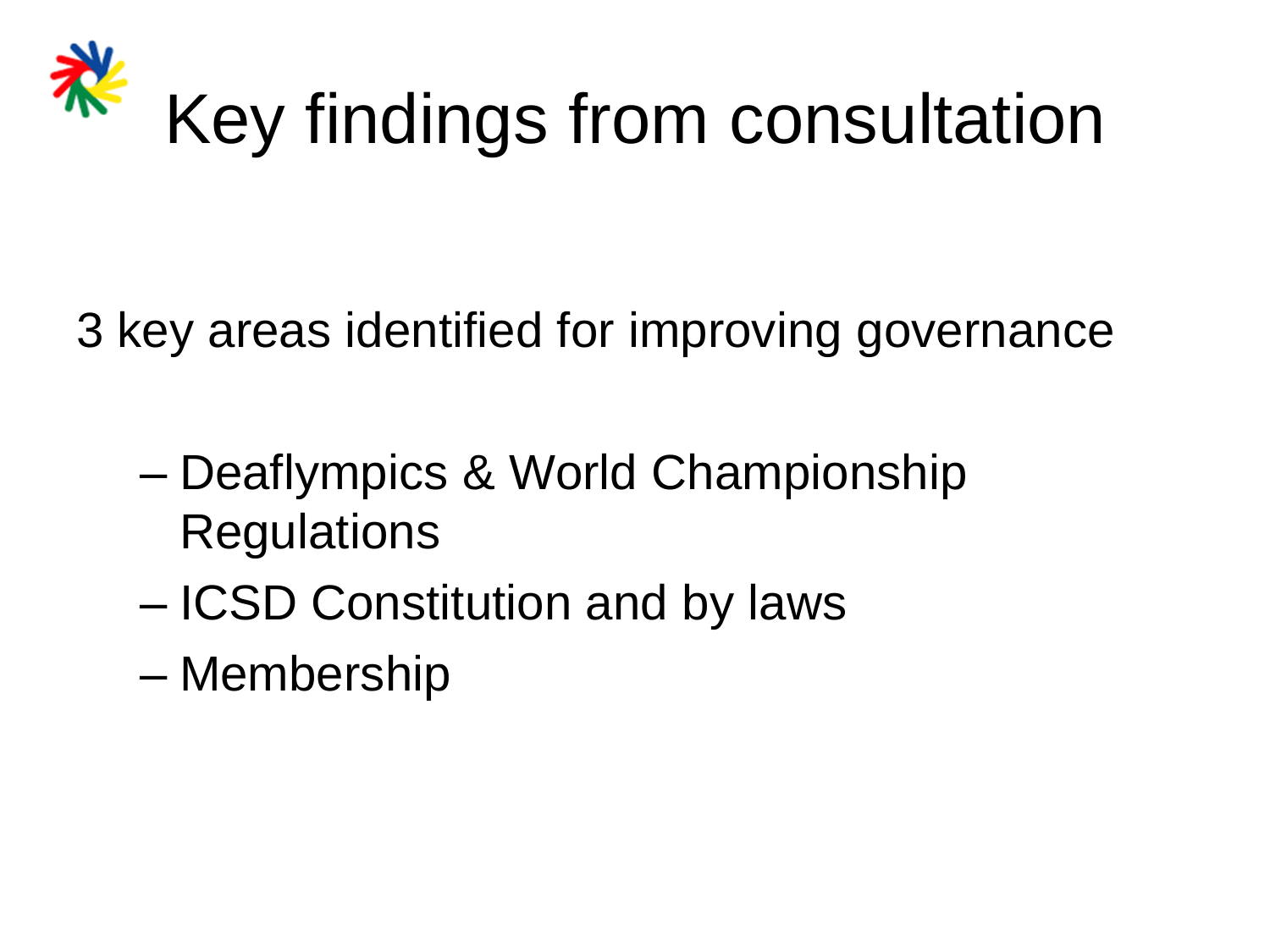# Key findings from consultation

3 key areas identified for improving governance

- Deaflympics & World Championship Regulations
- ICSD Constitution and by laws
- Membership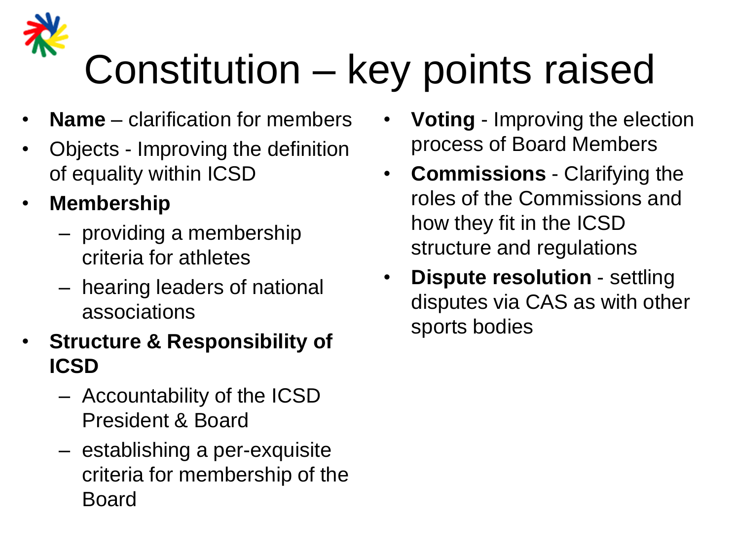# Constitution – key points raised

- **Name** – clarification for members
- Objects - Improving the definition of equality within ICSD
- **Membership**
  - providing a membership criteria for athletes
  - hearing leaders of national associations
- **Structure & Responsibility of ICSD**
  - Accountability of the ICSD President & Board
  - establishing a per-exquisite criteria for membership of the Board
- **Voting** - Improving the election process of Board Members
- **Commissions** - Clarifying the roles of the Commissions and how they fit in the ICSD structure and regulations
- **Dispute resolution** - settling disputes via CAS as with other sports bodies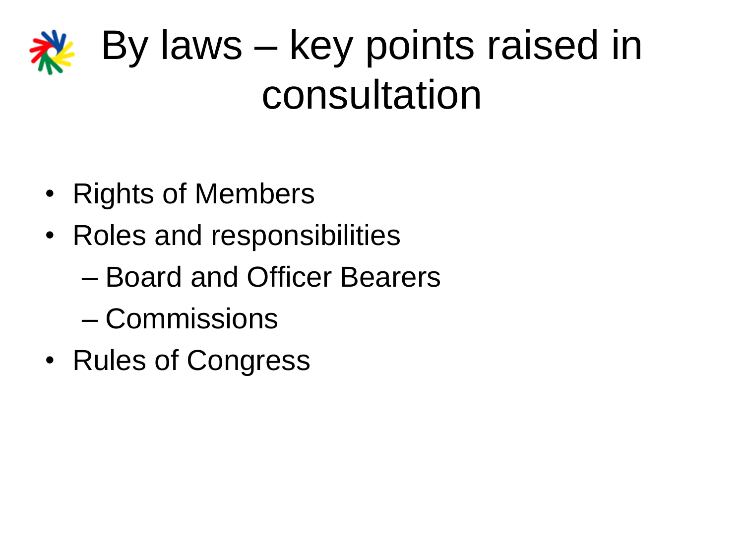# By laws – key points raised in consultation

- Rights of Members
- Roles and responsibilities
  - Board and Officer Bearers
  - Commissions
- Rules of Congress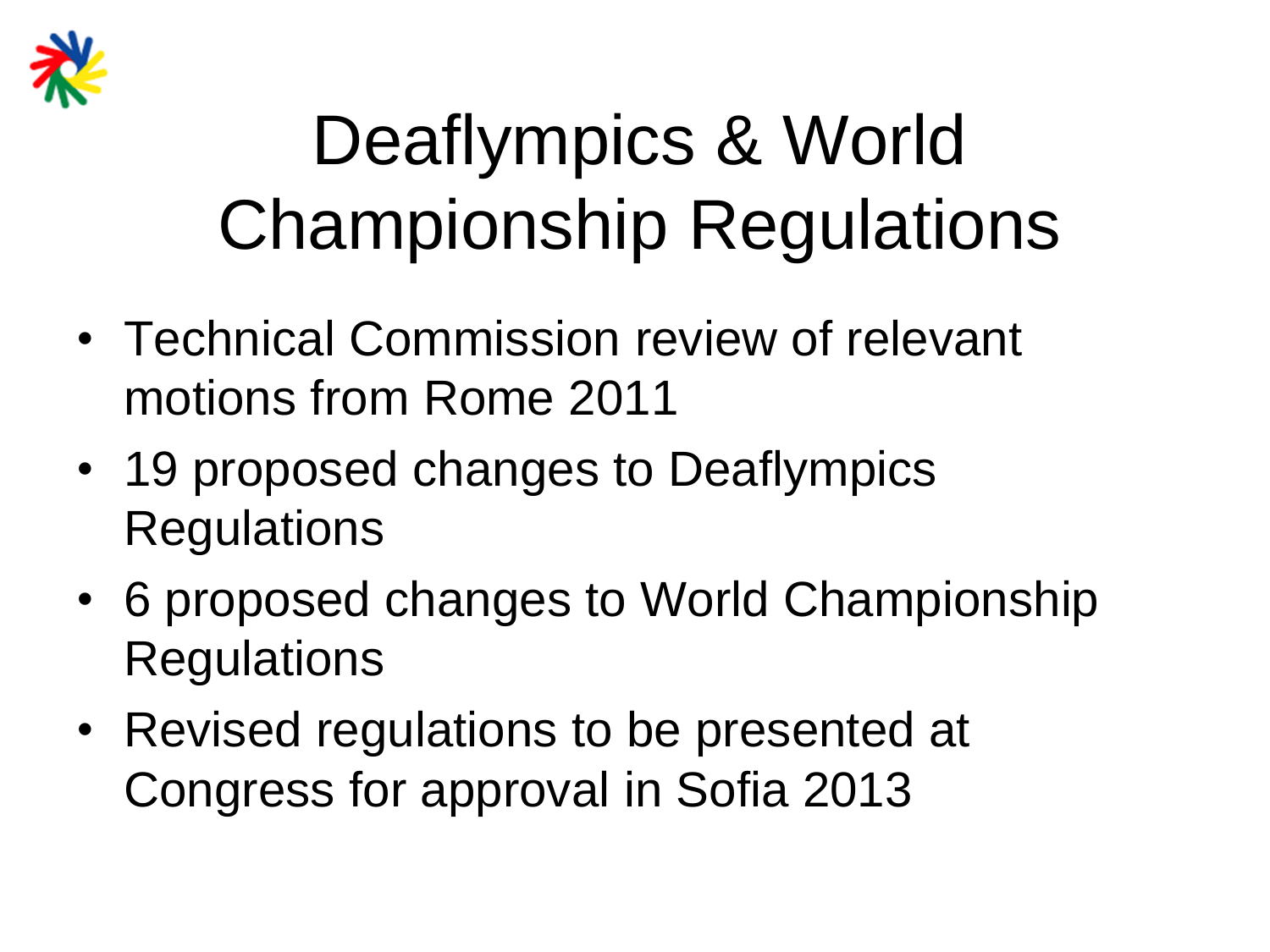# Deaflympics & World Championship Regulations

- Technical Commission review of relevant motions from Rome 2011
- 19 proposed changes to Deaflympics Regulations
- 6 proposed changes to World Championship Regulations
- Revised regulations to be presented at Congress for approval in Sofia 2013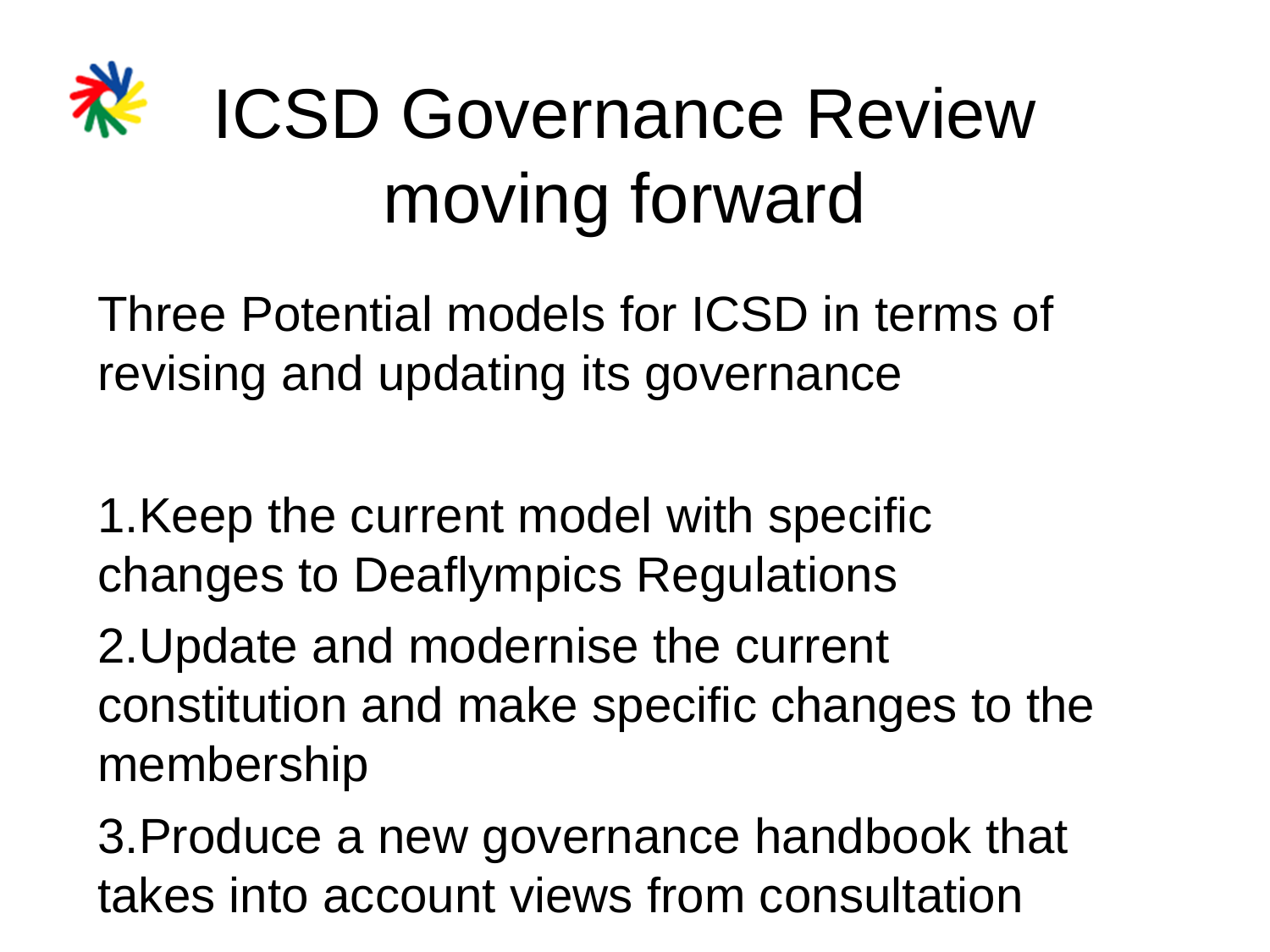# ICSD Governance Review moving forward

Three Potential models for ICSD in terms of revising and updating its governance

1. Keep the current model with specific changes to Deaflympics Regulations
2. Update and modernise the current constitution and make specific changes to the membership
3. Produce a new governance handbook that takes into account views from consultation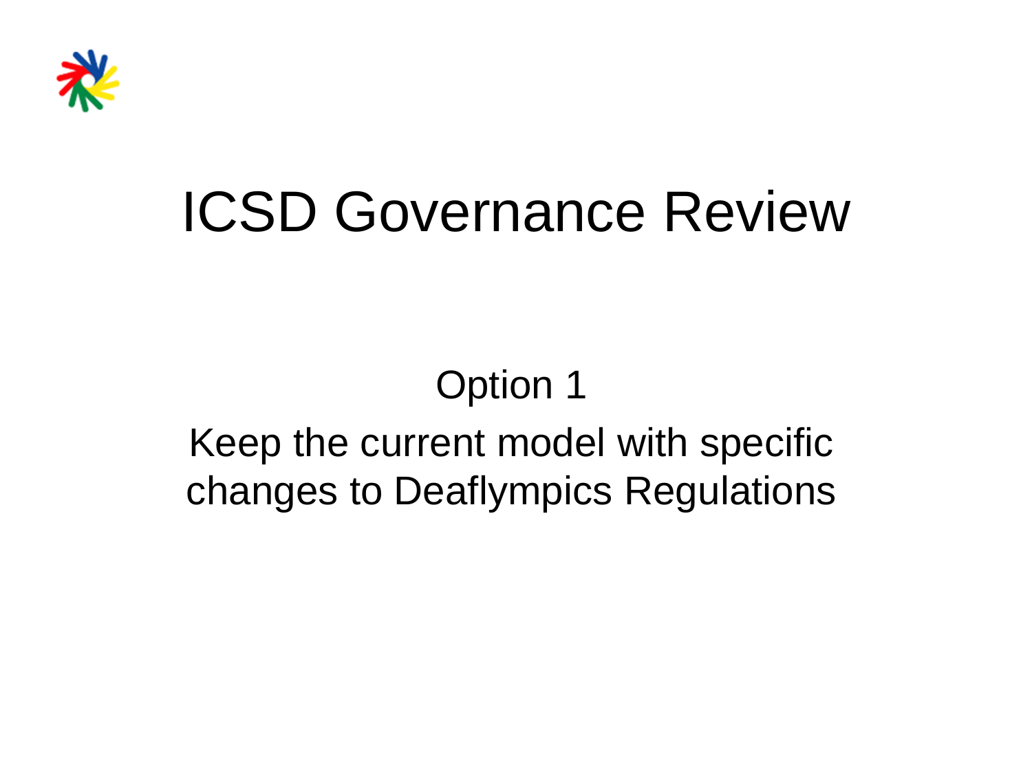# ICSD Governance Review

Option 1

Keep the current model with specific changes to Deaflympics Regulations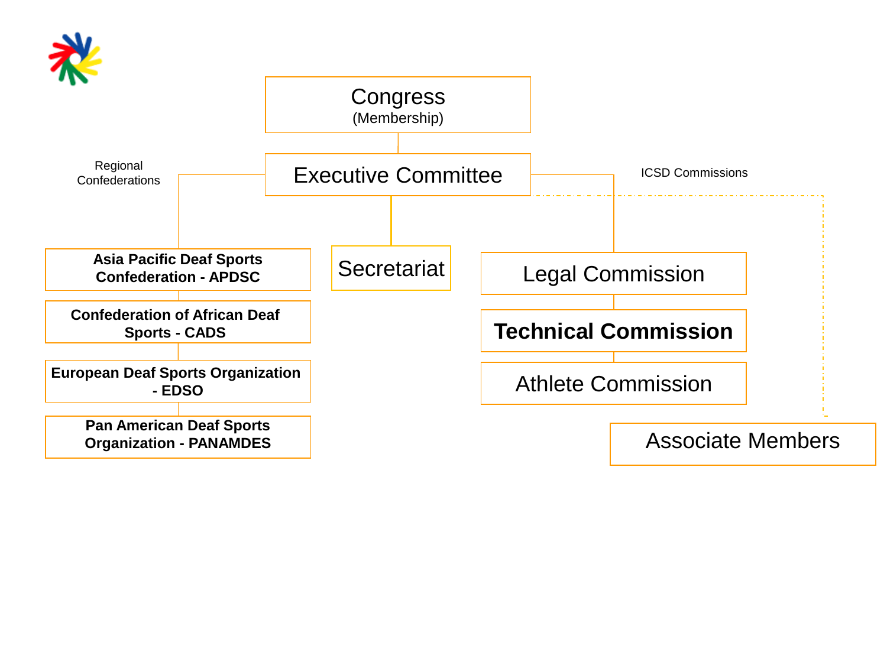**Congress**
(Membership)

**Executive Committee**

Regional Confederations

- **Asia Pacific Deaf Sports Confederation - APDSC**
- **Confederation of African Deaf Sports - CADS**
- **European Deaf Sports Organization - EDSO**
- **Pan American Deaf Sports Organization - PANAMDES**

**Secretariat**

ICSD Commissions

- Legal Commission
- **Technical Commission**
- Athlete Commission

Associate Members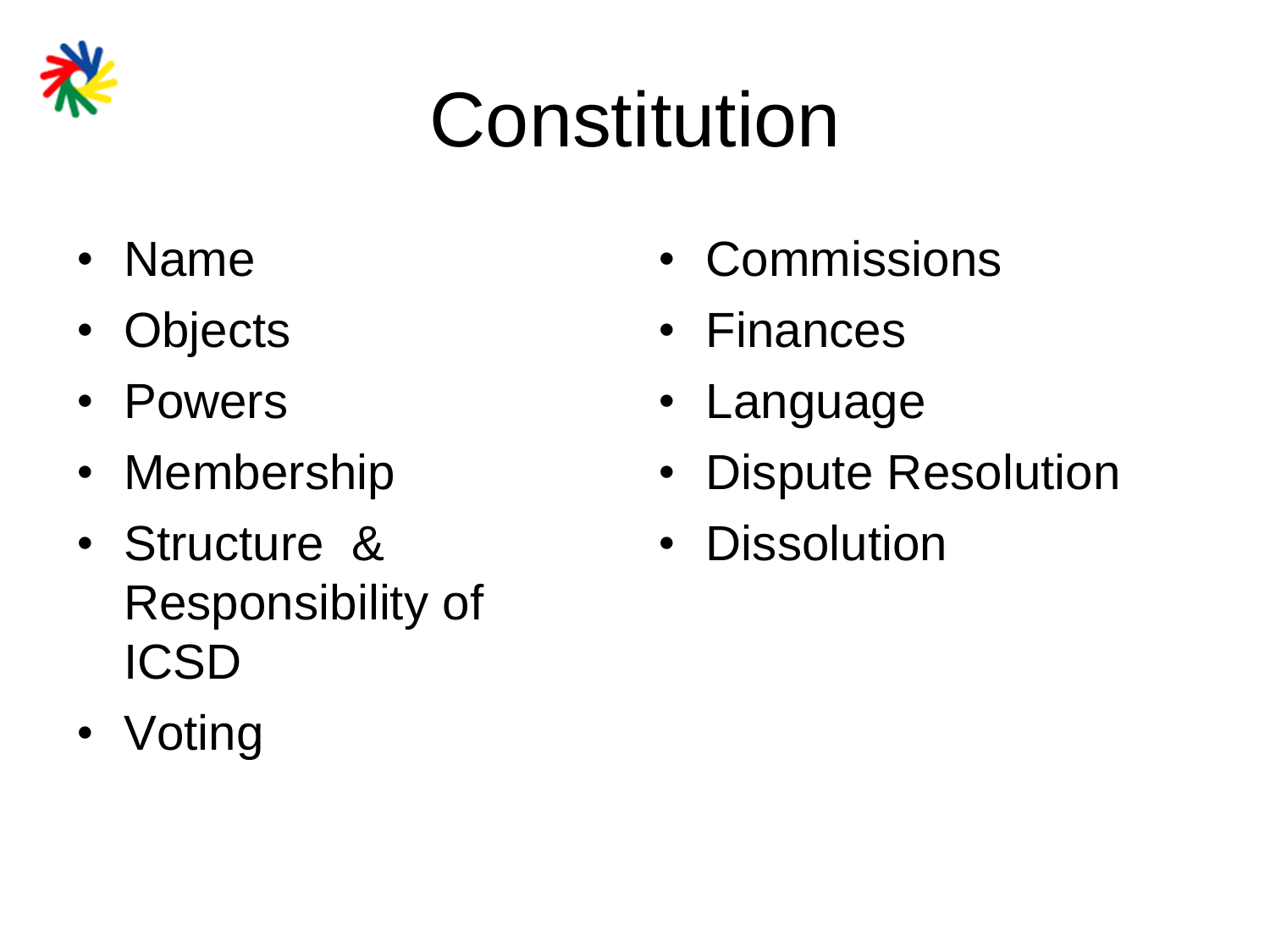# Constitution

- Name
- Objects
- Powers
- Membership
- Structure & Responsibility of ICSD
- Voting
- Commissions
- Finances
- Language
- Dispute Resolution
- Dissolution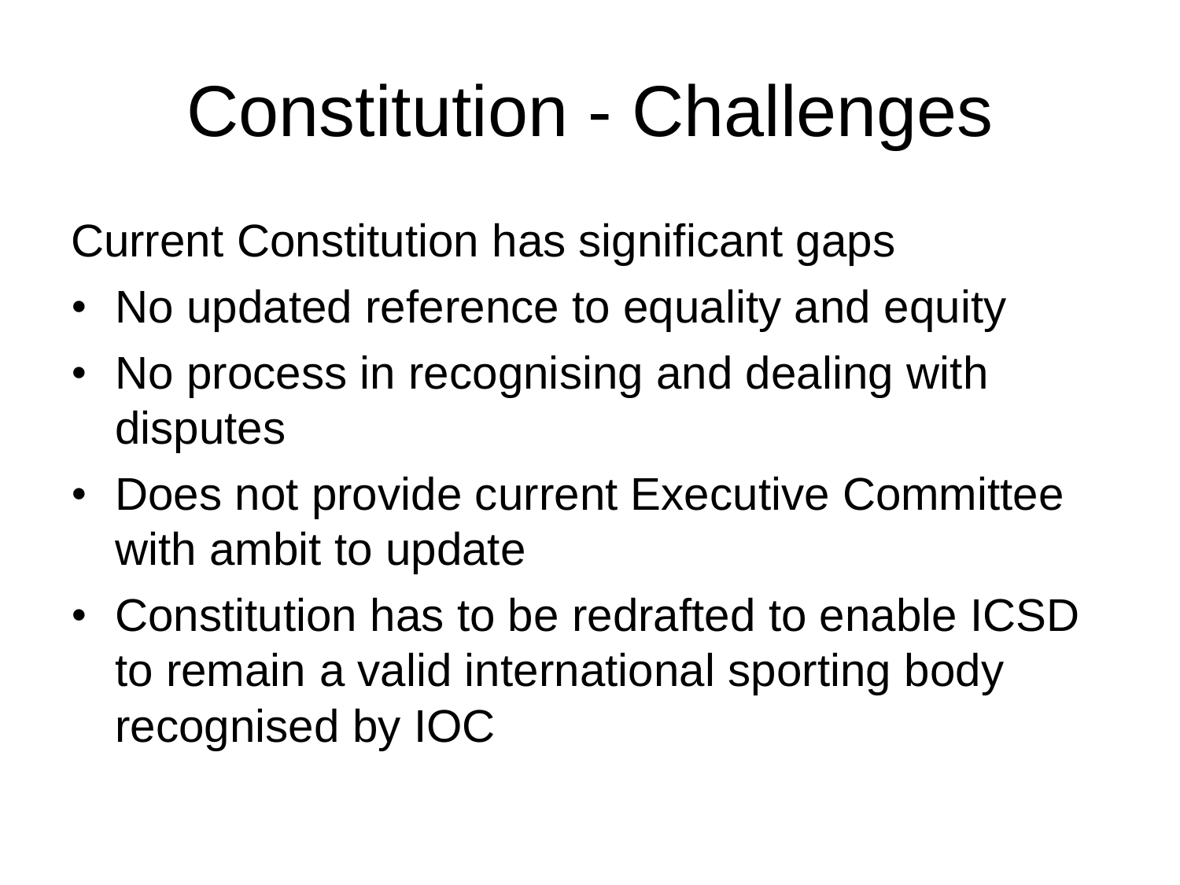# Constitution - Challenges

Current Constitution has significant gaps

- No updated reference to equality and equity
- No process in recognising and dealing with disputes
- Does not provide current Executive Committee with ambit to update
- Constitution has to be redrafted to enable ICSD to remain a valid international sporting body recognised by IOC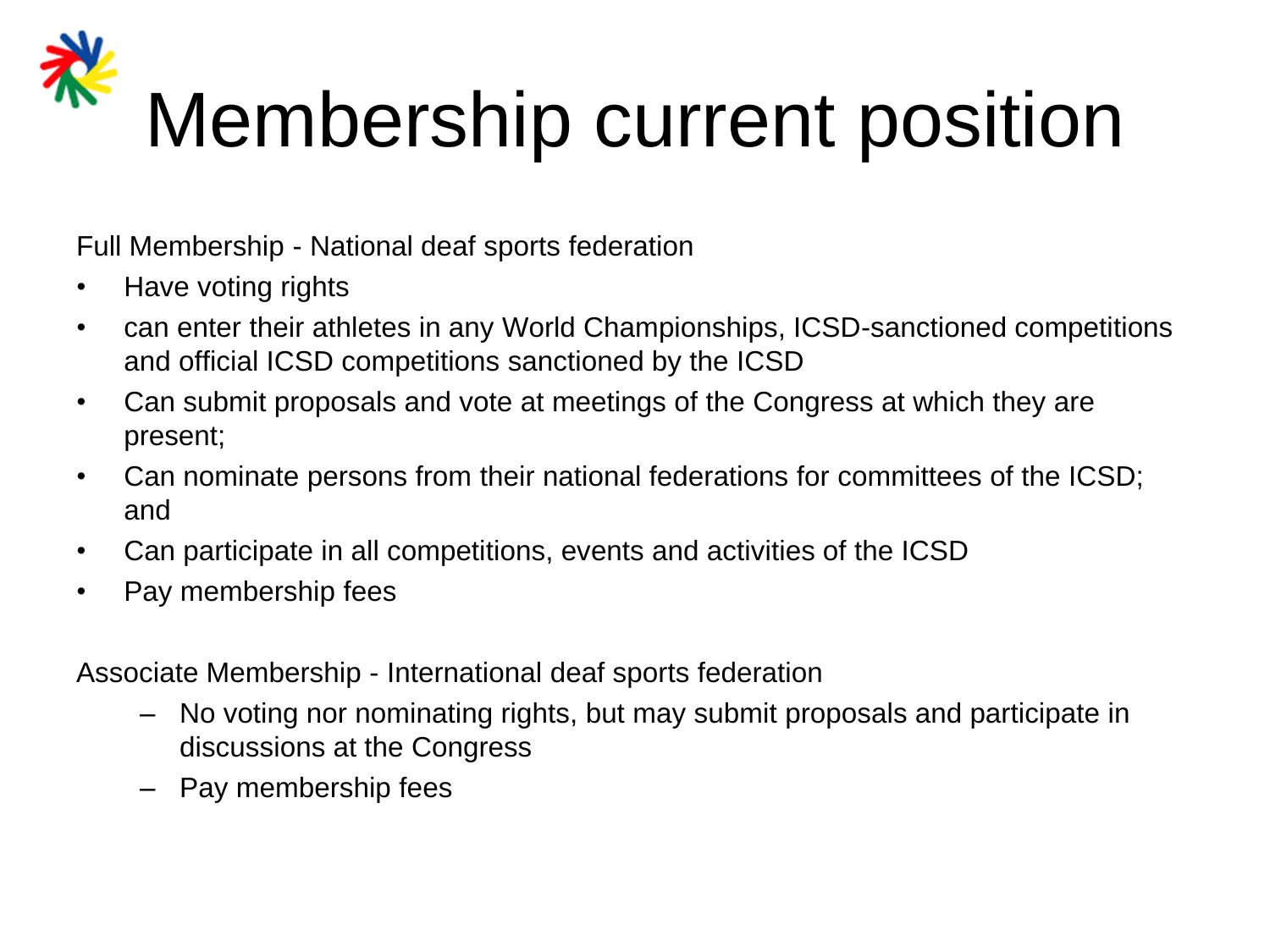# Membership current position

Full Membership - National deaf sports federation

- Have voting rights
- can enter their athletes in any World Championships, ICSD-sanctioned competitions and official ICSD competitions sanctioned by the ICSD
- Can submit proposals and vote at meetings of the Congress at which they are present;
- Can nominate persons from their national federations for committees of the ICSD; and
- Can participate in all competitions, events and activities of the ICSD
- Pay membership fees

Associate Membership - International deaf sports federation

- No voting nor nominating rights, but may submit proposals and participate in discussions at the Congress
- Pay membership fees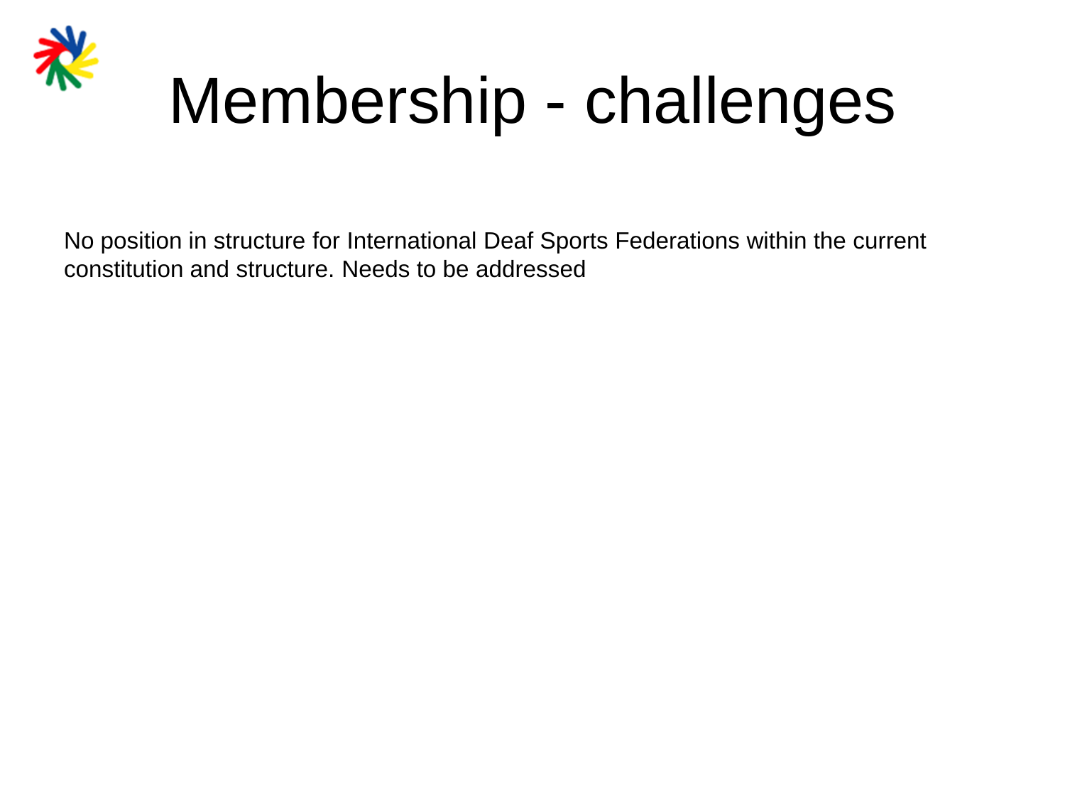# Membership - challenges

No position in structure for International Deaf Sports Federations within the current constitution and structure. Needs to be addressed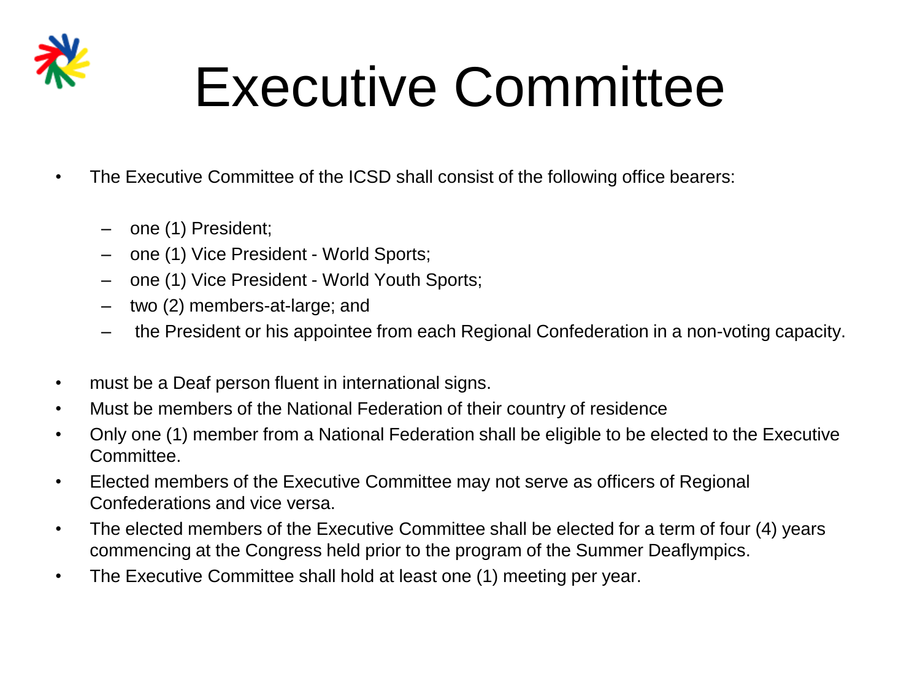# Executive Committee

- The Executive Committee of the ICSD shall consist of the following office bearers:
  - one (1) President;
  - one (1) Vice President - World Sports;
  - one (1) Vice President - World Youth Sports;
  - two (2) members-at-large; and
  - the President or his appointee from each Regional Confederation in a non-voting capacity.
- must be a Deaf person fluent in international signs.
- Must be members of the National Federation of their country of residence
- Only one (1) member from a National Federation shall be eligible to be elected to the Executive Committee.
- Elected members of the Executive Committee may not serve as officers of Regional Confederations and vice versa.
- The elected members of the Executive Committee shall be elected for a term of four (4) years commencing at the Congress held prior to the program of the Summer Deaflympics.
- The Executive Committee shall hold at least one (1) meeting per year.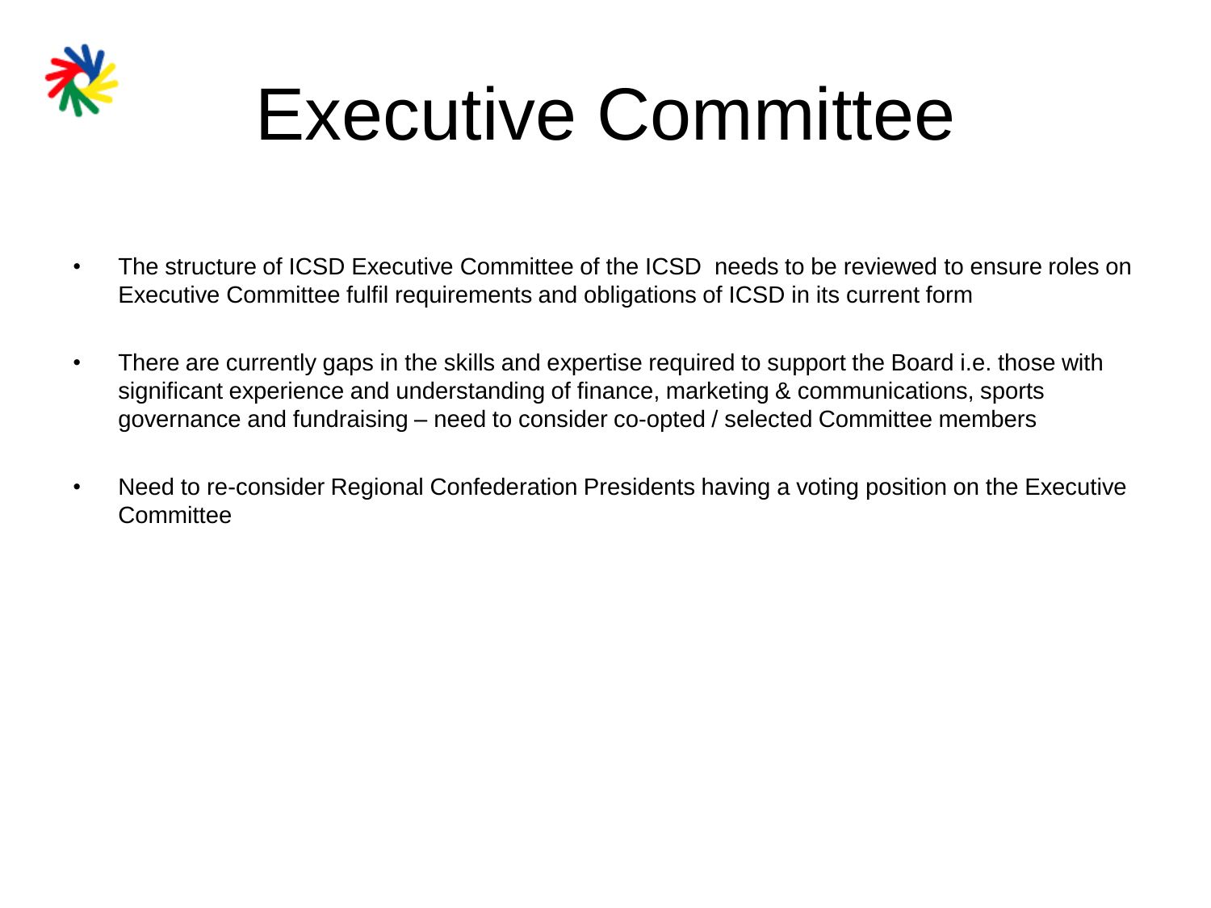# Executive Committee

- The structure of ICSD Executive Committee of the ICSD needs to be reviewed to ensure roles on Executive Committee fulfil requirements and obligations of ICSD in its current form
- There are currently gaps in the skills and expertise required to support the Board i.e. those with significant experience and understanding of finance, marketing & communications, sports governance and fundraising – need to consider co-opted / selected Committee members
- Need to re-consider Regional Confederation Presidents having a voting position on the Executive Committee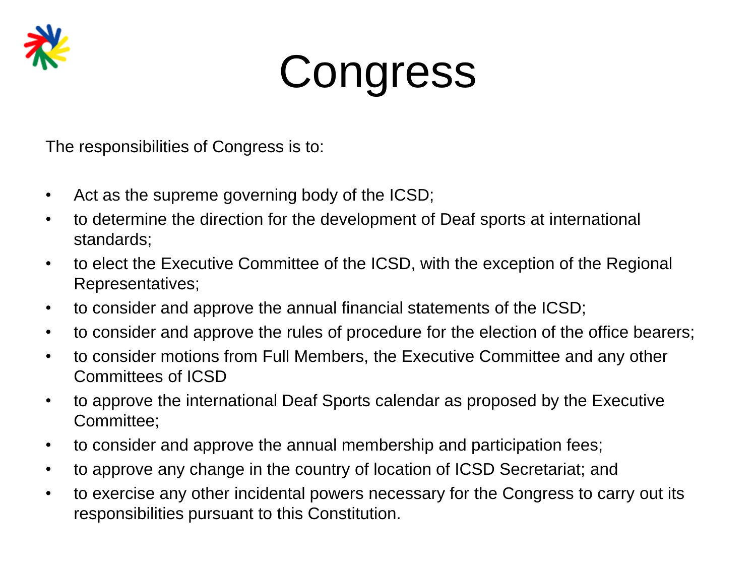# Congress

The responsibilities of Congress is to:

- Act as the supreme governing body of the ICSD;
- to determine the direction for the development of Deaf sports at international standards;
- to elect the Executive Committee of the ICSD, with the exception of the Regional Representatives;
- to consider and approve the annual financial statements of the ICSD;
- to consider and approve the rules of procedure for the election of the office bearers;
- to consider motions from Full Members, the Executive Committee and any other Committees of ICSD
- to approve the international Deaf Sports calendar as proposed by the Executive Committee;
- to consider and approve the annual membership and participation fees;
- to approve any change in the country of location of ICSD Secretariat; and
- to exercise any other incidental powers necessary for the Congress to carry out its responsibilities pursuant to this Constitution.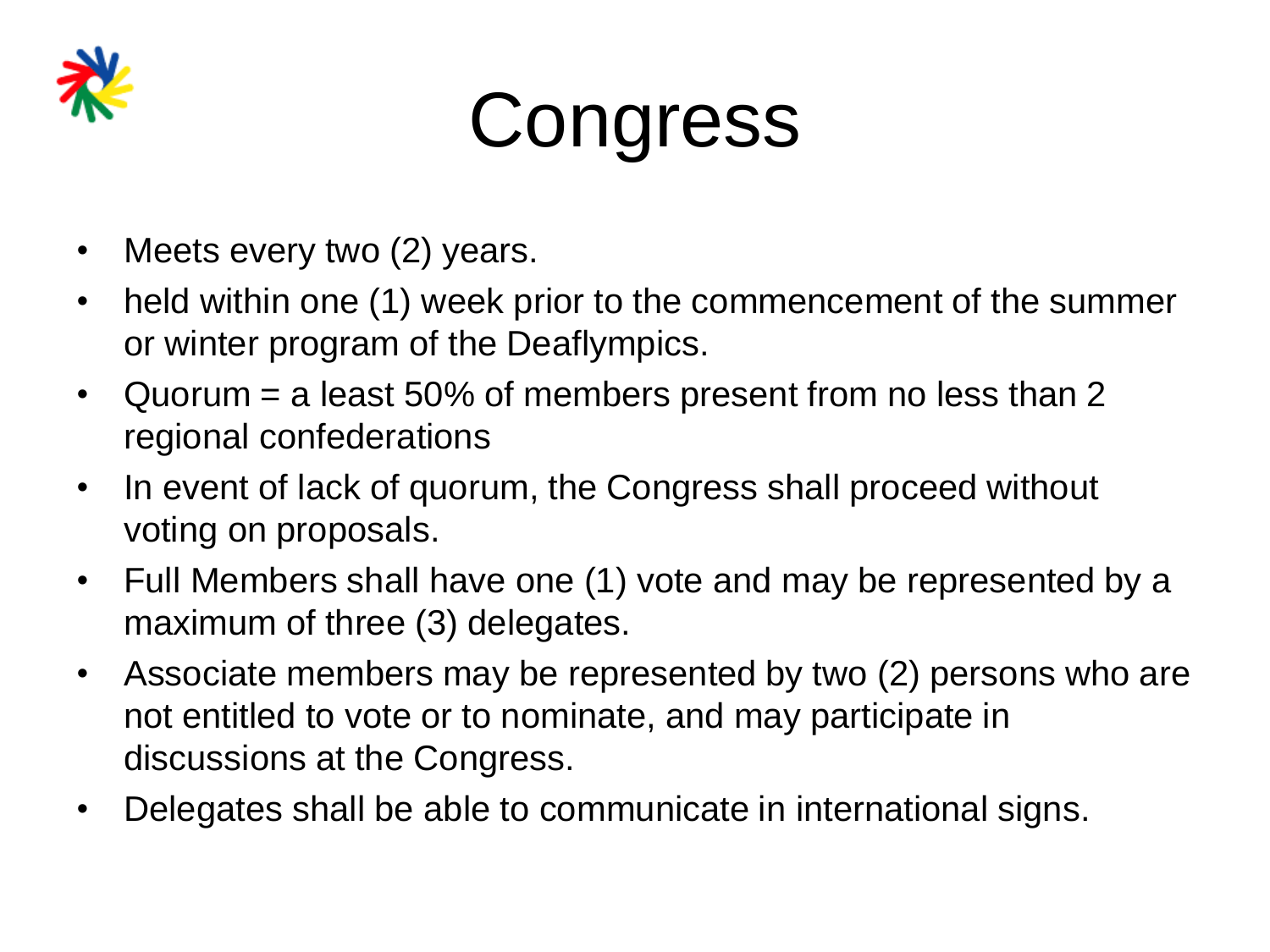# Congress

- Meets every two (2) years.
- held within one (1) week prior to the commencement of the summer or winter program of the Deaflympics.
- Quorum = a least 50% of members present from no less than 2 regional confederations
- In event of lack of quorum, the Congress shall proceed without voting on proposals.
- Full Members shall have one (1) vote and may be represented by a maximum of three (3) delegates.
- Associate members may be represented by two (2) persons who are not entitled to vote or to nominate, and may participate in discussions at the Congress.
- Delegates shall be able to communicate in international signs.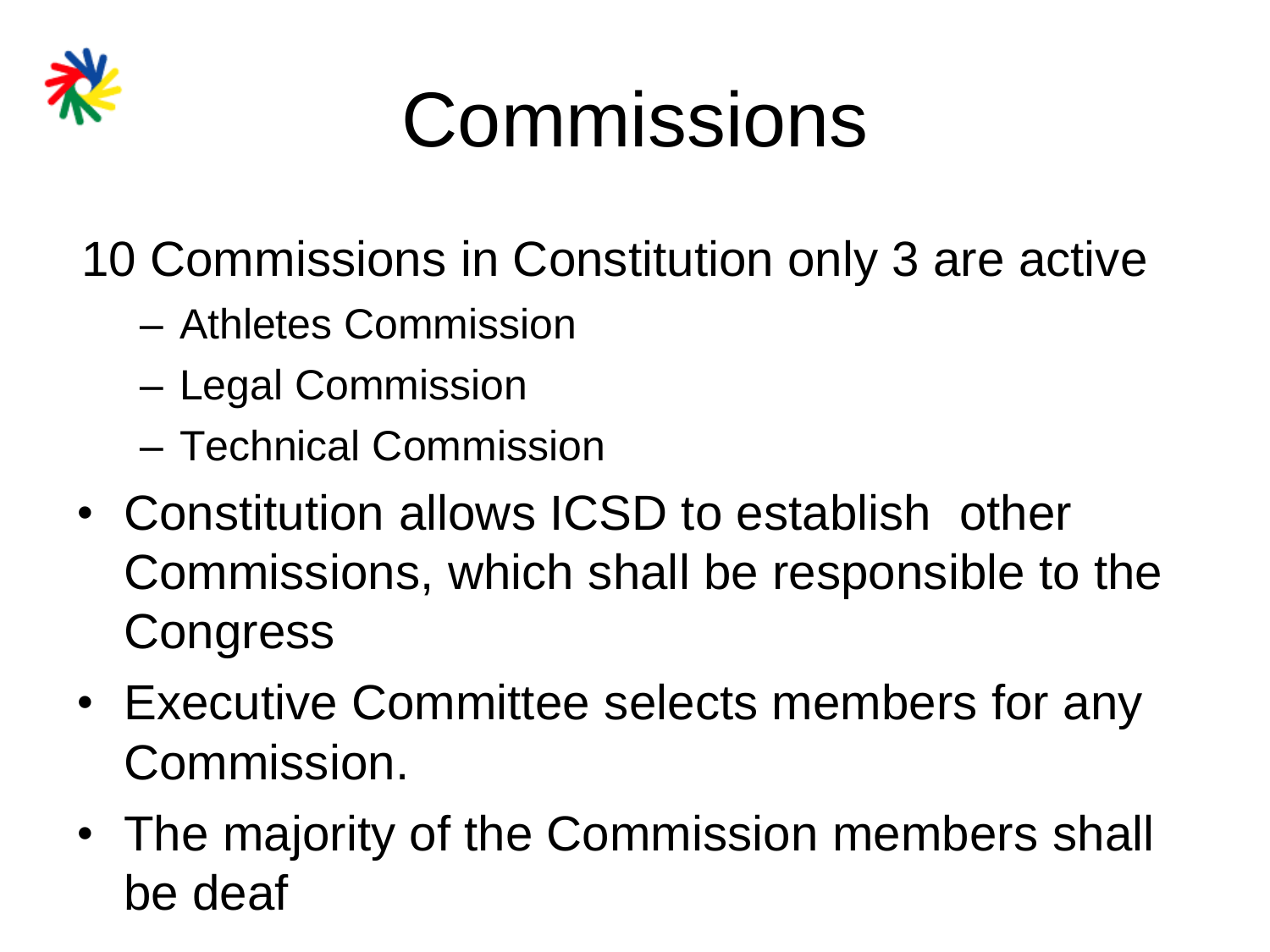# Commissions

10 Commissions in Constitution only 3 are active

- Athletes Commission
- Legal Commission
- Technical Commission

- Constitution allows ICSD to establish other Commissions, which shall be responsible to the Congress
- Executive Committee selects members for any Commission.
- The majority of the Commission members shall be deaf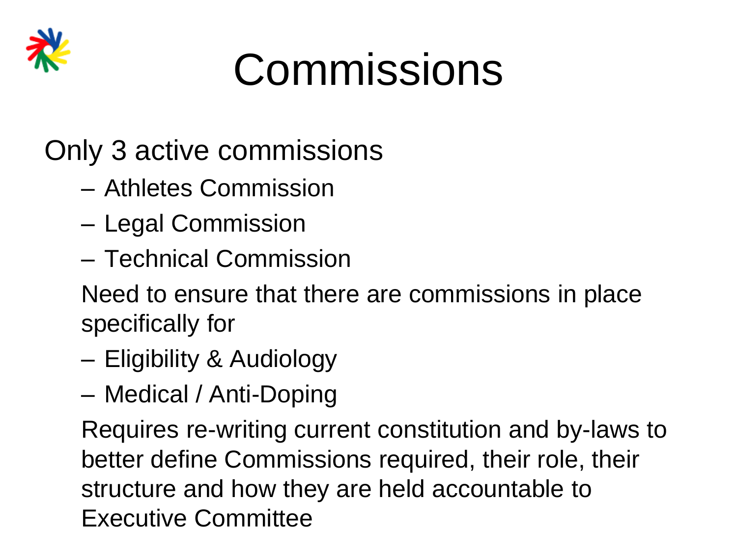# Commissions

Only 3 active commissions

- Athletes Commission
- Legal Commission
- Technical Commission

Need to ensure that there are commissions in place specifically for

- Eligibility & Audiology
- Medical / Anti-Doping

Requires re-writing current constitution and by-laws to better define Commissions required, their role, their structure and how they are held accountable to Executive Committee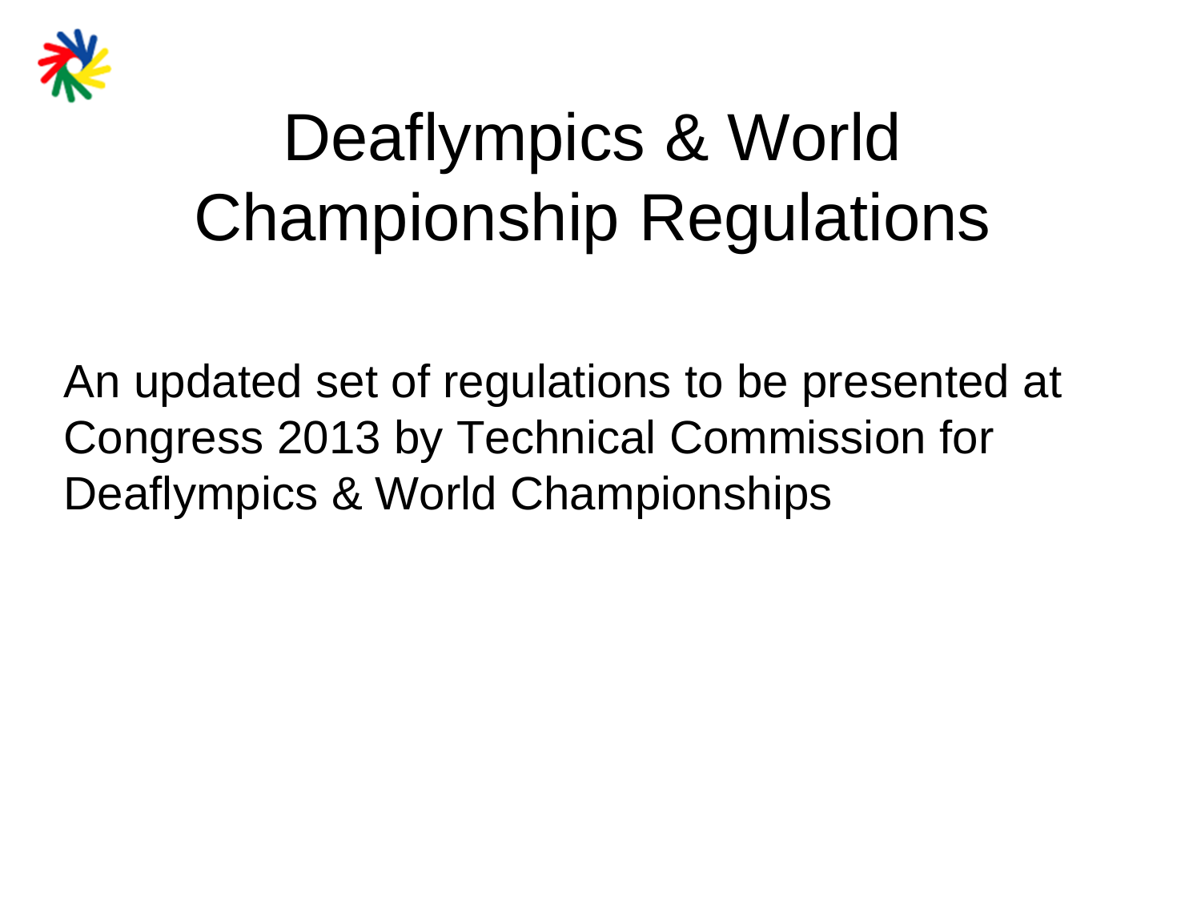# Deaflympics & World Championship Regulations

An updated set of regulations to be presented at Congress 2013 by Technical Commission for Deaflympics & World Championships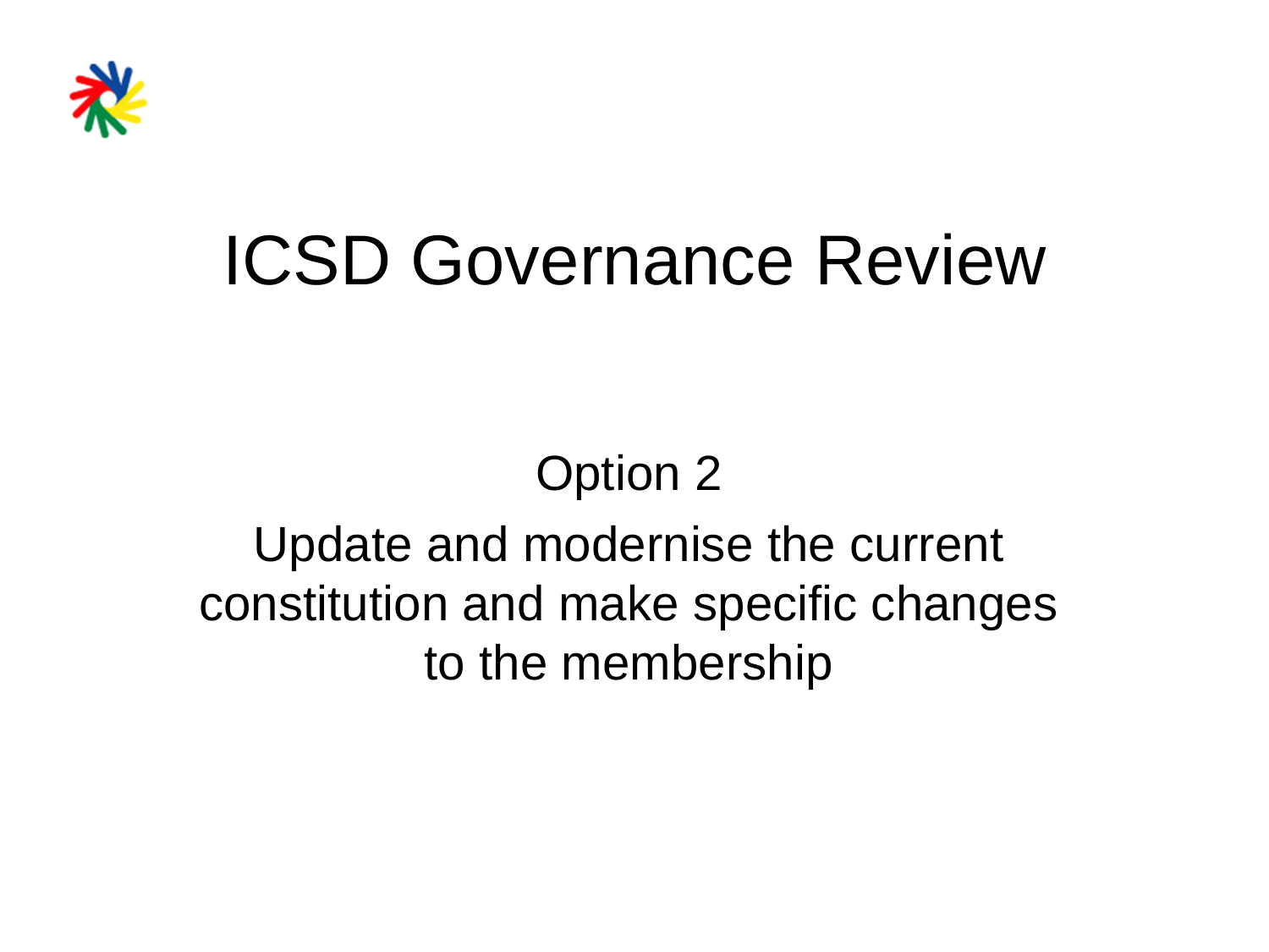# ICSD Governance Review

Option 2

Update and modernise the current constitution and make specific changes to the membership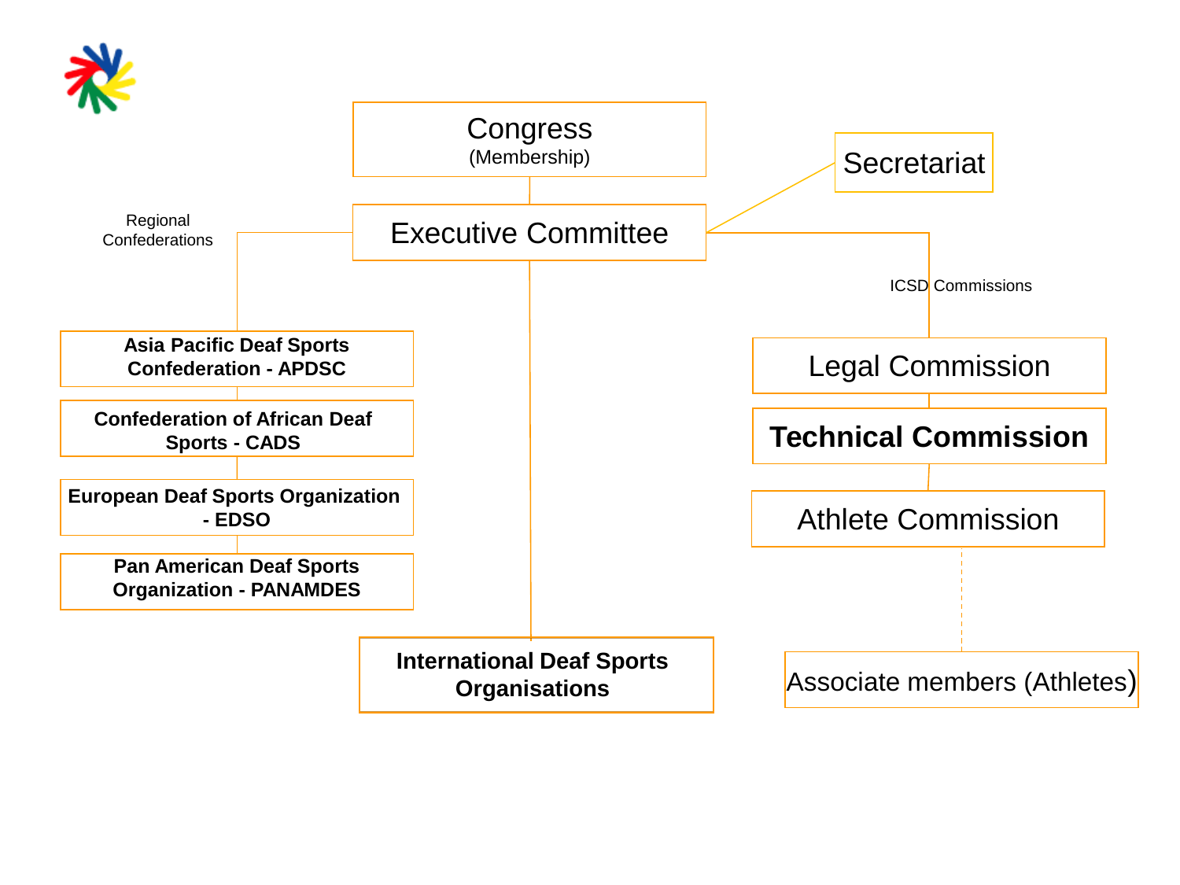**Congress**
(Membership)

**Executive Committee**

**Secretariat**

Regional Confederations

- Asia Pacific Deaf Sports Confederation - APDSC
- Confederation of African Deaf Sports - CADS
- European Deaf Sports Organization - EDSO
- Pan American Deaf Sports Organization - PANAMDES

ICSD Commissions

- Legal Commission
- Technical Commission
- Athlete Commission

International Deaf Sports Organisations

Associate members (Athletes)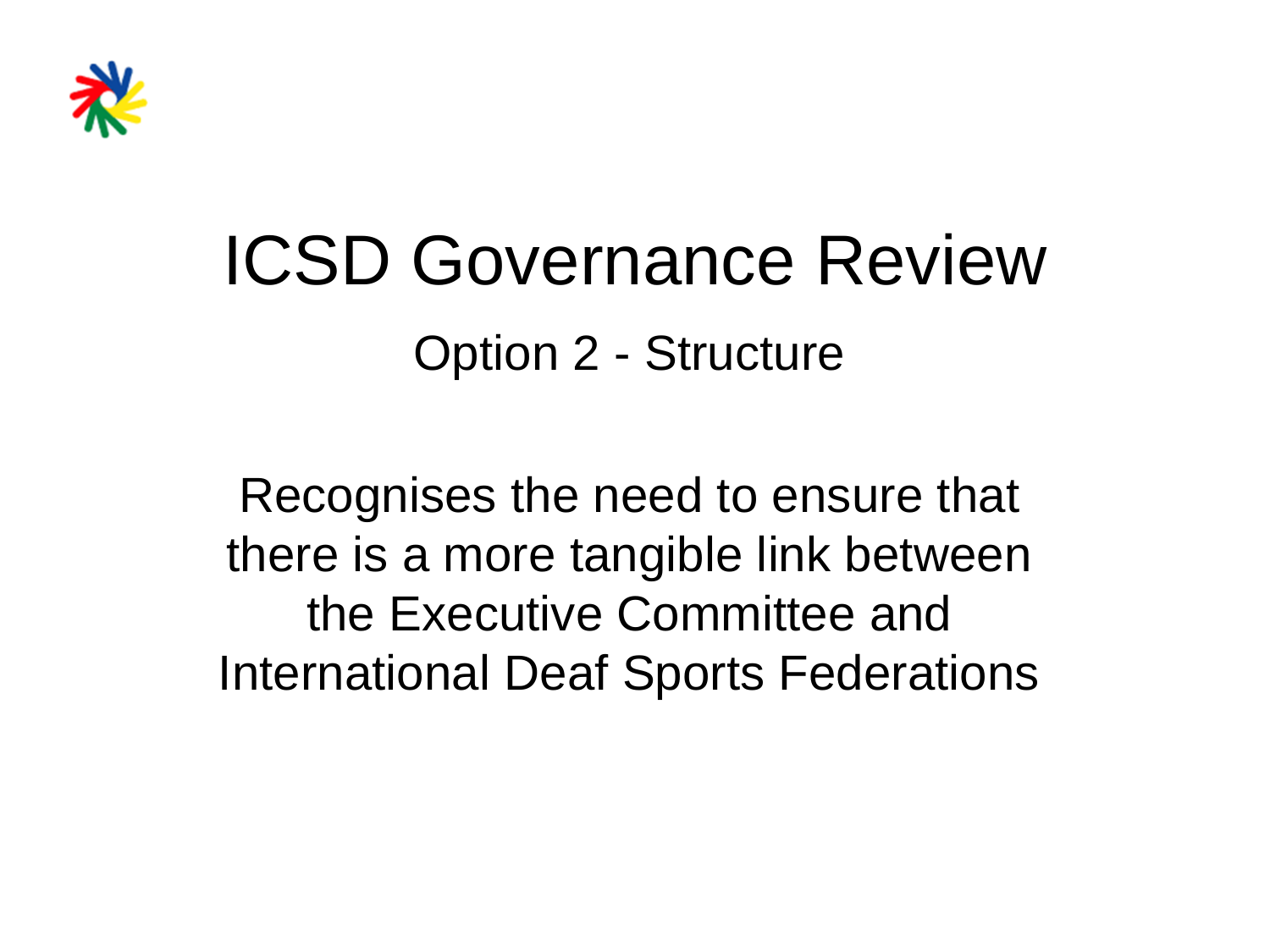# ICSD Governance Review

## Option 2 - Structure

Recognises the need to ensure that there is a more tangible link between the Executive Committee and International Deaf Sports Federations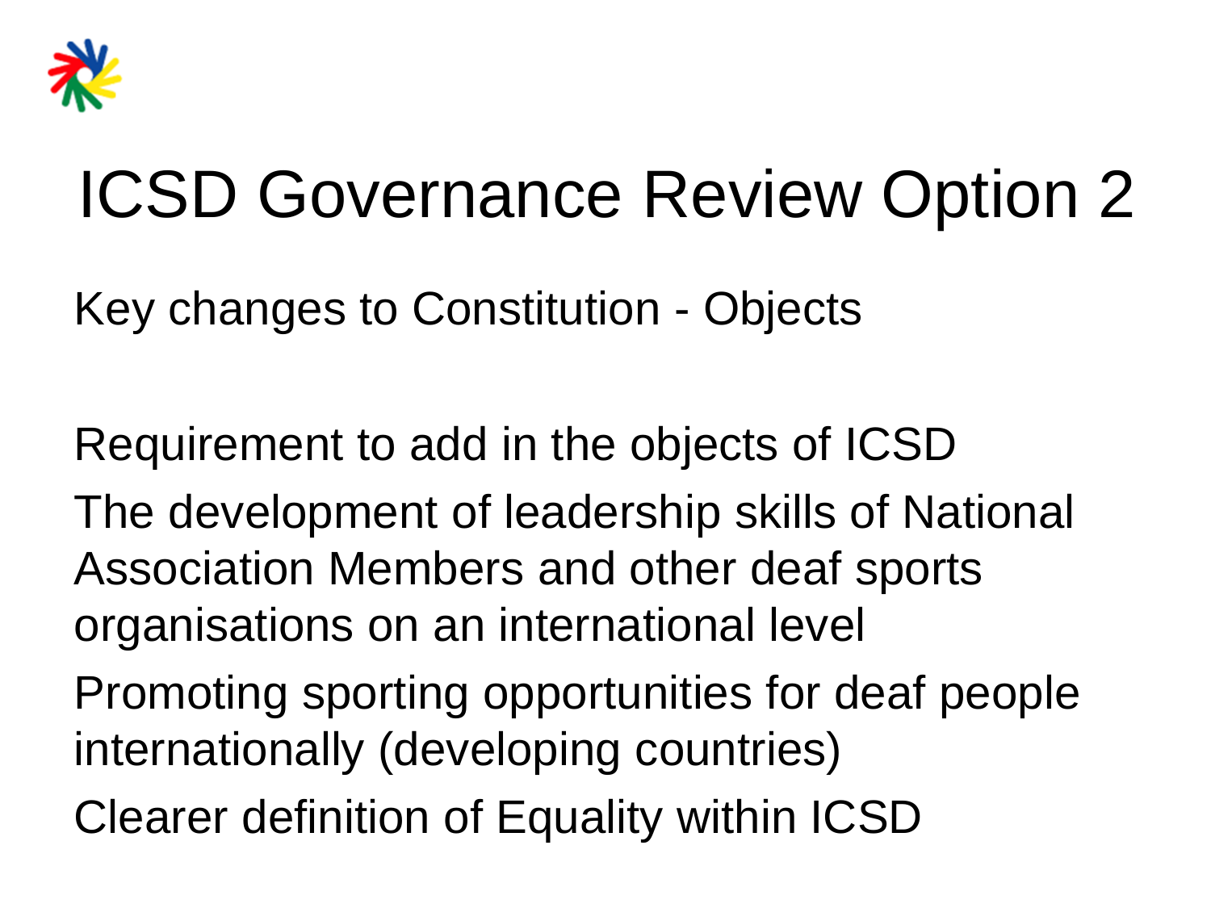# ICSD Governance Review Option 2

Key changes to Constitution - Objects

Requirement to add in the objects of ICSD

The development of leadership skills of National Association Members and other deaf sports organisations on an international level

Promoting sporting opportunities for deaf people internationally (developing countries)

Clearer definition of Equality within ICSD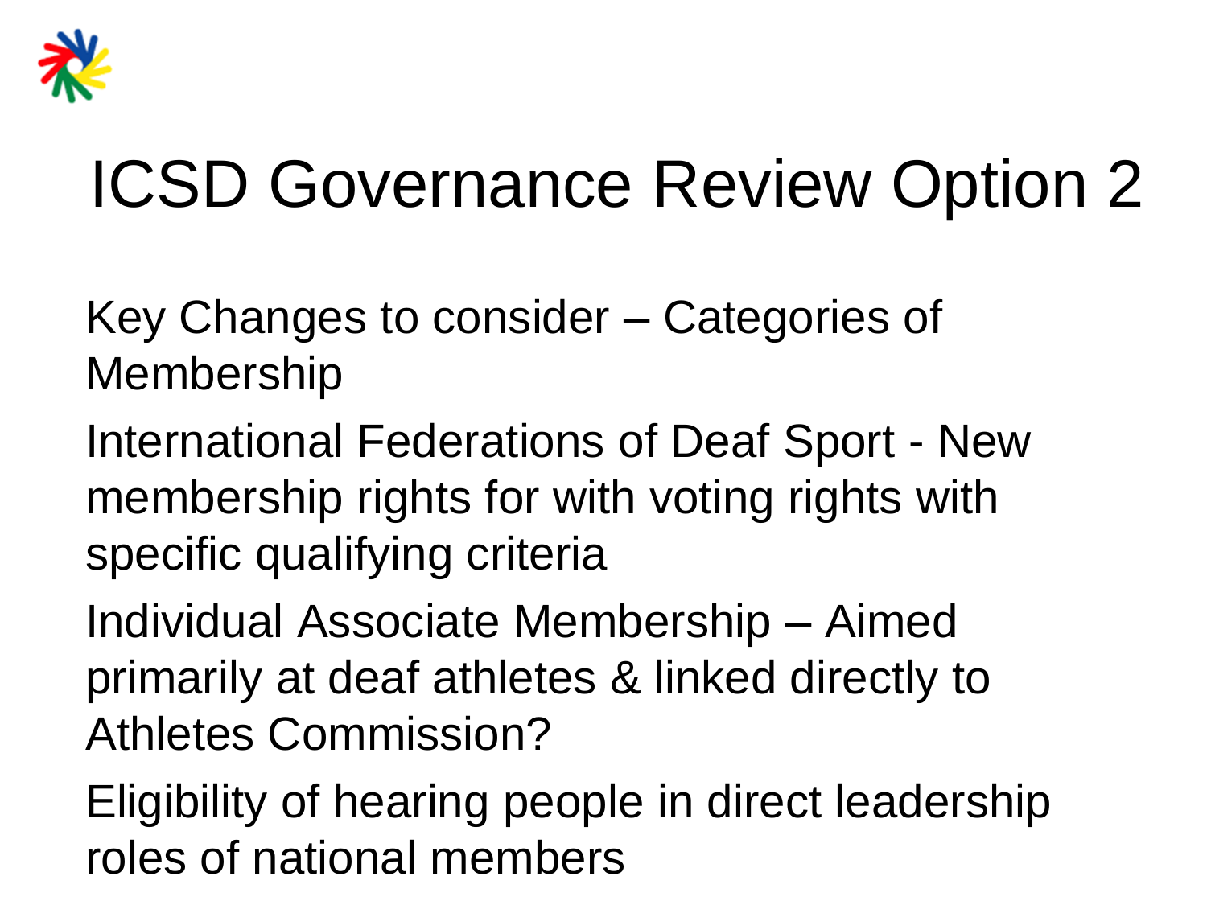# ICSD Governance Review Option 2

Key Changes to consider – Categories of Membership

International Federations of Deaf Sport - New membership rights for with voting rights with specific qualifying criteria

Individual Associate Membership – Aimed primarily at deaf athletes & linked directly to Athletes Commission?

Eligibility of hearing people in direct leadership roles of national members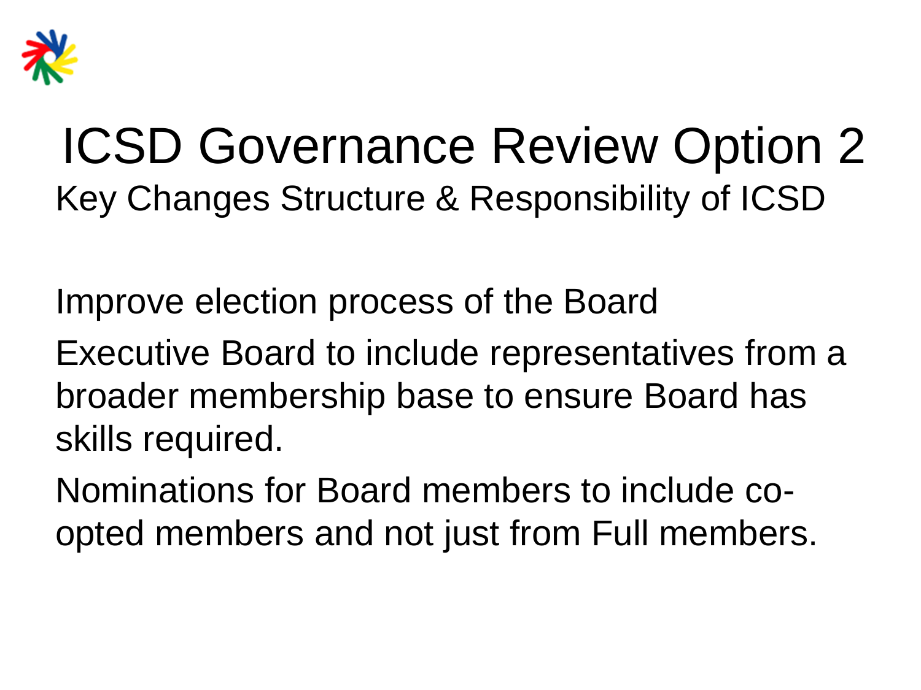# ICSD Governance Review Option 2

## Key Changes Structure & Responsibility of ICSD

Improve election process of the Board

Executive Board to include representatives from a broader membership base to ensure Board has skills required.

Nominations for Board members to include co-opted members and not just from Full members.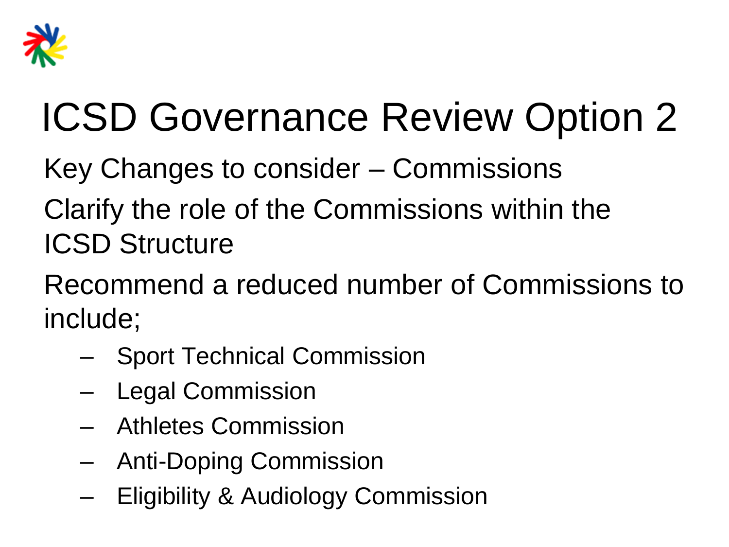# ICSD Governance Review Option 2

Key Changes to consider – Commissions

Clarify the role of the Commissions within the ICSD Structure

Recommend a reduced number of Commissions to include;

- Sport Technical Commission
- Legal Commission
- Athletes Commission
- Anti-Doping Commission
- Eligibility & Audiology Commission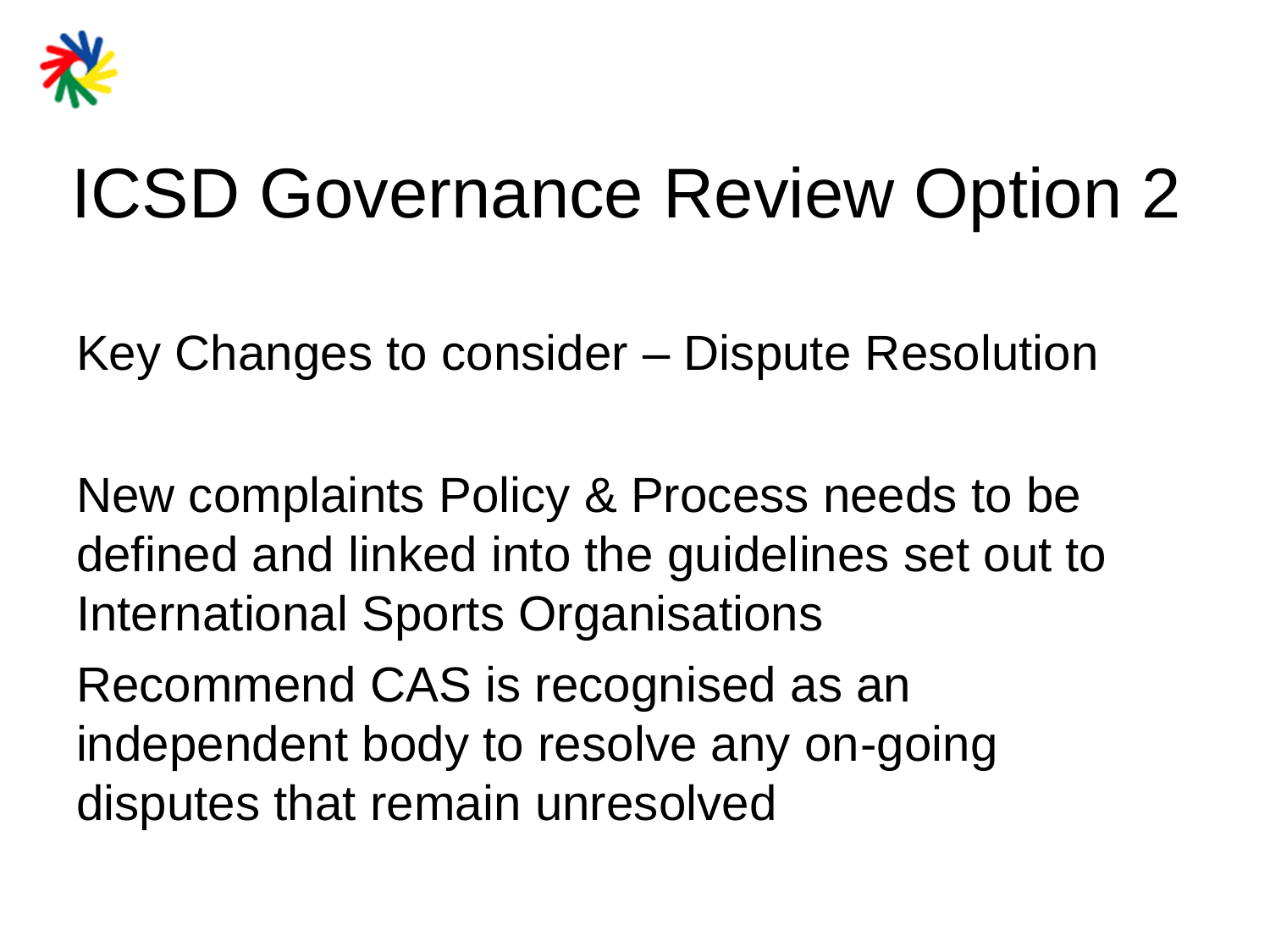# ICSD Governance Review Option 2

Key Changes to consider – Dispute Resolution

New complaints Policy & Process needs to be defined and linked into the guidelines set out to International Sports Organisations

Recommend CAS is recognised as an independent body to resolve any on-going disputes that remain unresolved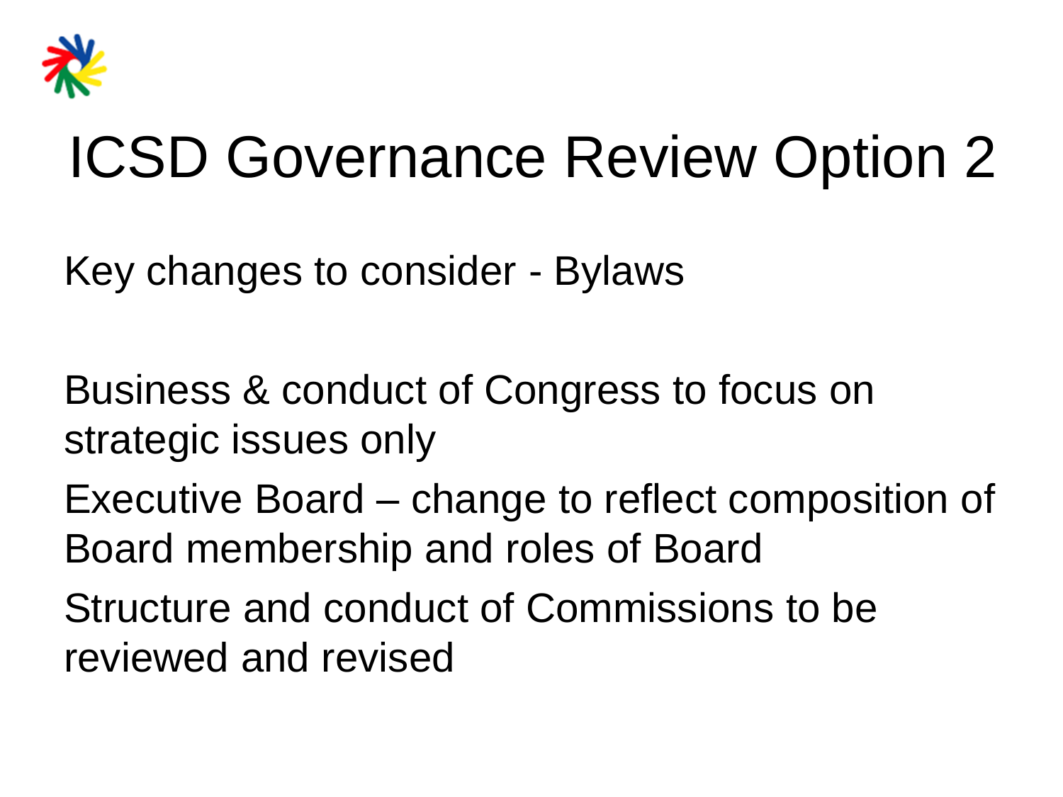# ICSD Governance Review Option 2

Key changes to consider - Bylaws

Business & conduct of Congress to focus on strategic issues only

Executive Board – change to reflect composition of Board membership and roles of Board

Structure and conduct of Commissions to be reviewed and revised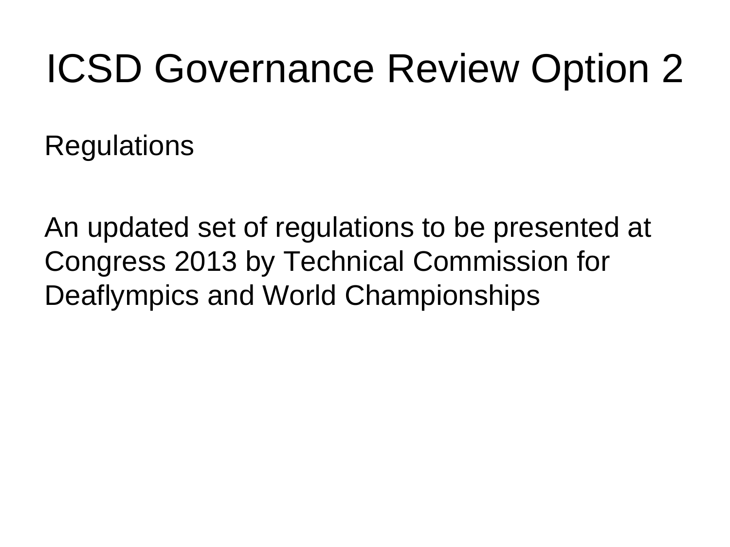# ICSD Governance Review Option 2

Regulations

An updated set of regulations to be presented at Congress 2013 by Technical Commission for Deaflympics and World Championships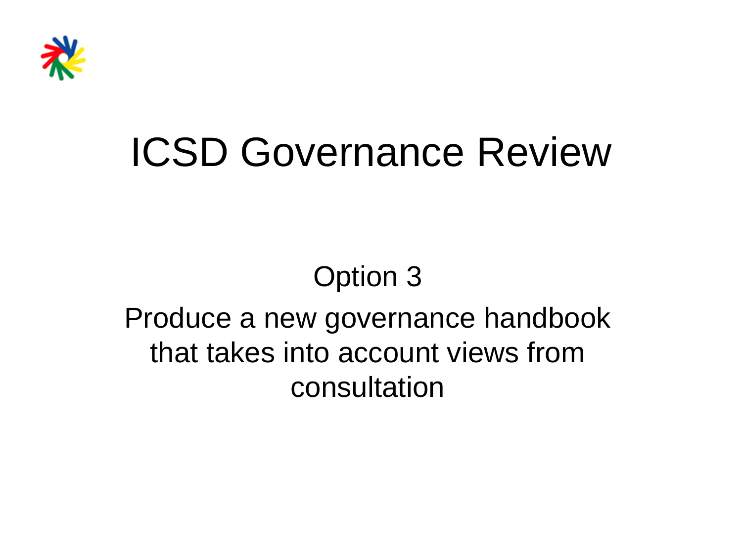# ICSD Governance Review

Option 3

Produce a new governance handbook that takes into account views from consultation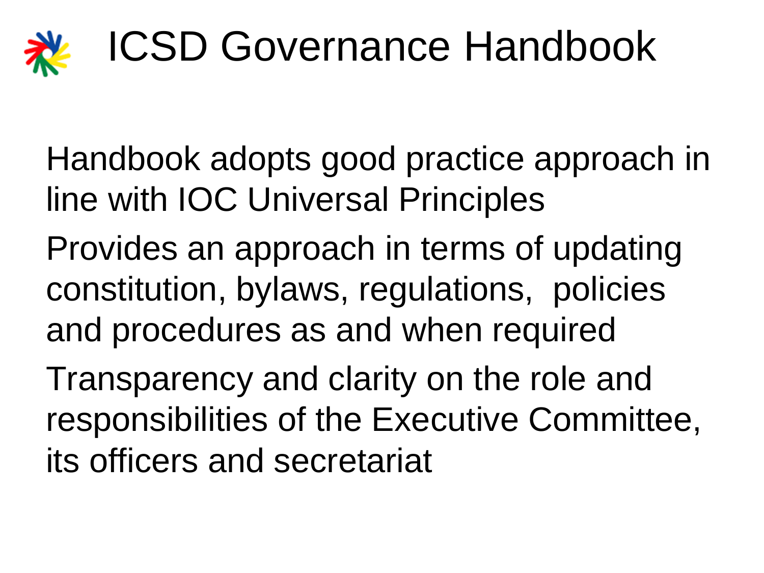# ICSD Governance Handbook

Handbook adopts good practice approach in line with IOC Universal Principles

Provides an approach in terms of updating constitution, bylaws, regulations, policies and procedures as and when required

Transparency and clarity on the role and responsibilities of the Executive Committee, its officers and secretariat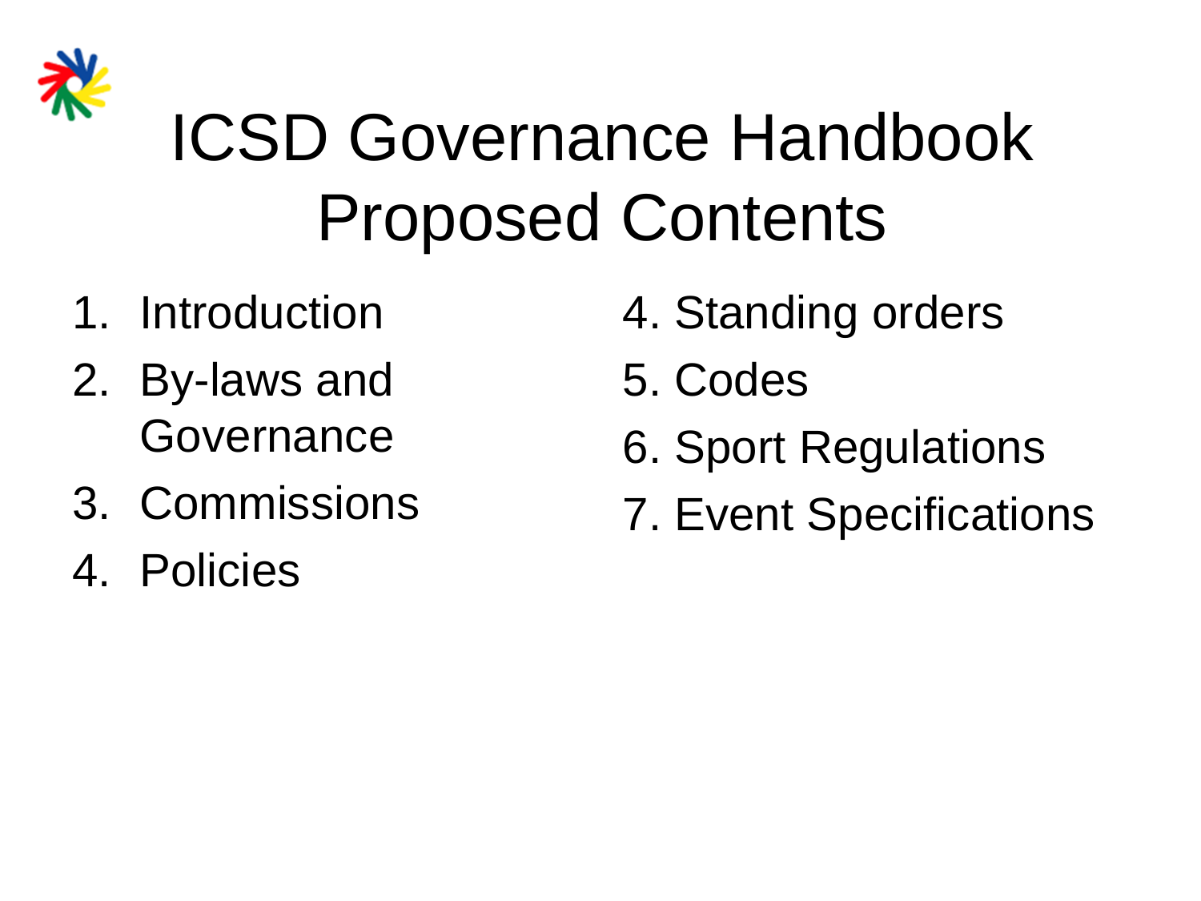# ICSD Governance Handbook Proposed Contents

1. Introduction
2. By-laws and Governance
3. Commissions
4. Policies

4. Standing orders
5. Codes
6. Sport Regulations
7. Event Specifications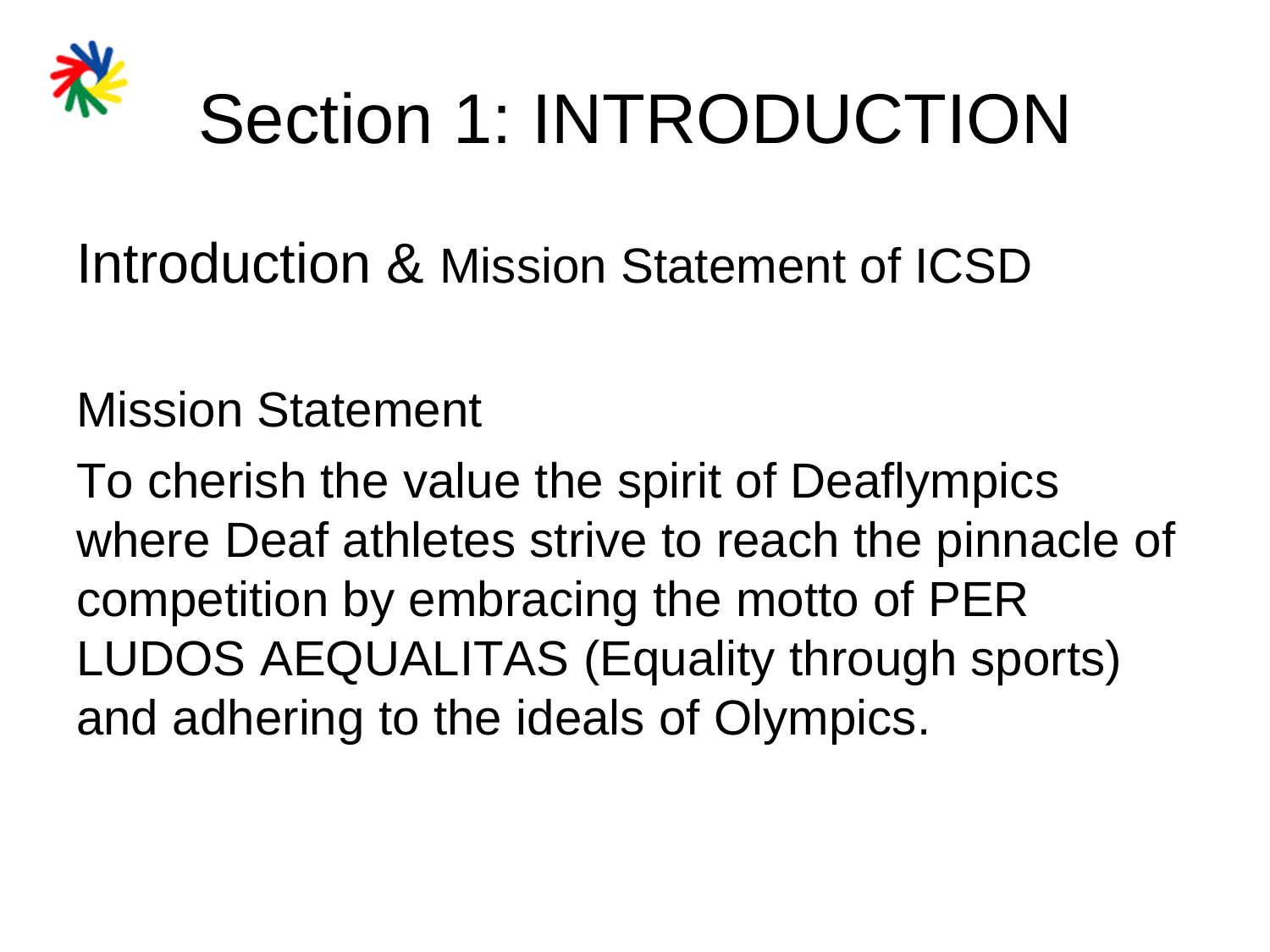# Section 1: INTRODUCTION

Introduction & Mission Statement of ICSD

Mission Statement

To cherish the value the spirit of Deaflympics where Deaf athletes strive to reach the pinnacle of competition by embracing the motto of PER LUDOS AEQUALITAS (Equality through sports) and adhering to the ideals of Olympics.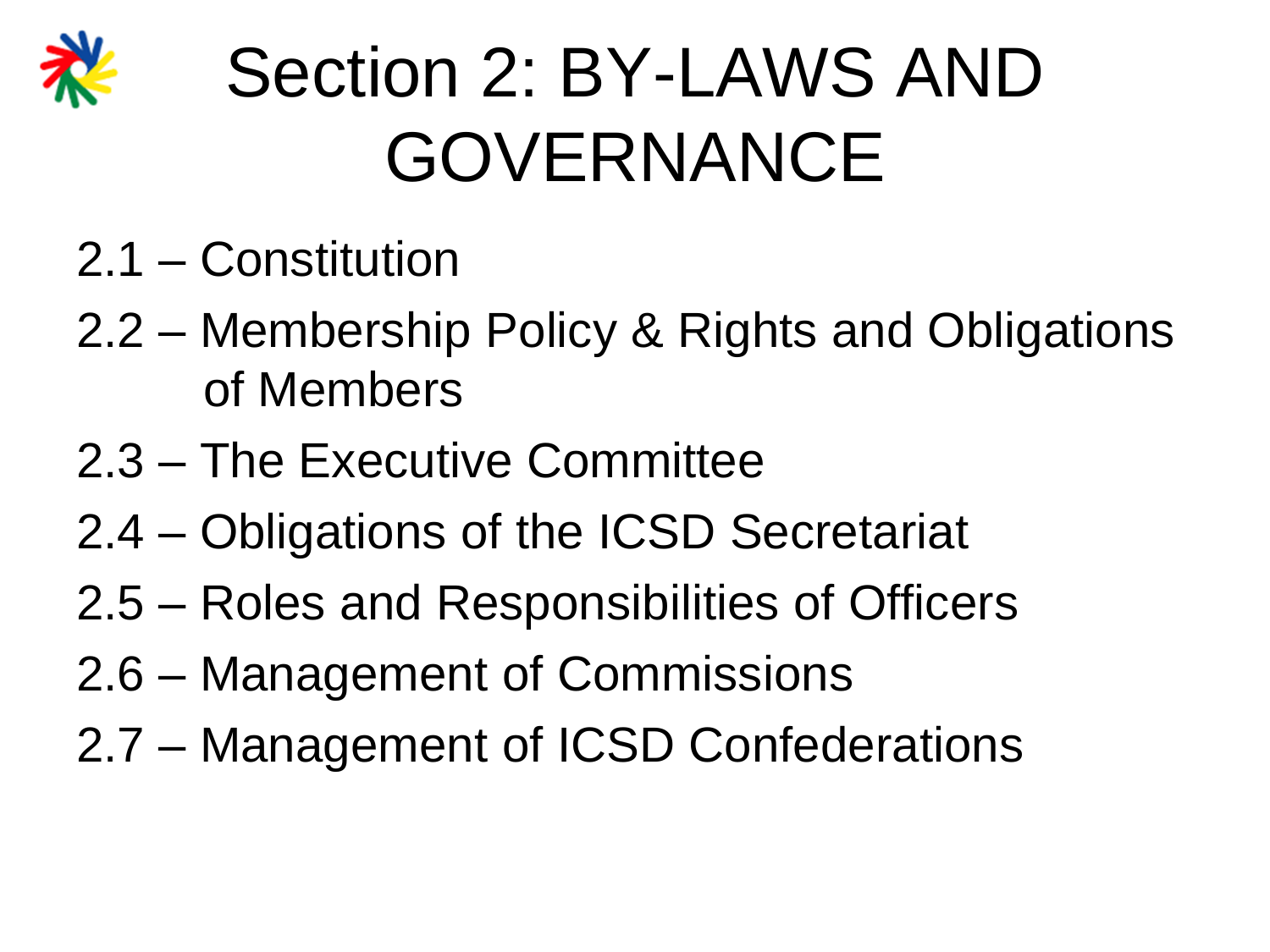# Section 2: BY-LAWS AND GOVERNANCE

- 2.1 – Constitution
- 2.2 – Membership Policy & Rights and Obligations of Members
- 2.3 – The Executive Committee
- 2.4 – Obligations of the ICSD Secretariat
- 2.5 – Roles and Responsibilities of Officers
- 2.6 – Management of Commissions
- 2.7 – Management of ICSD Confederations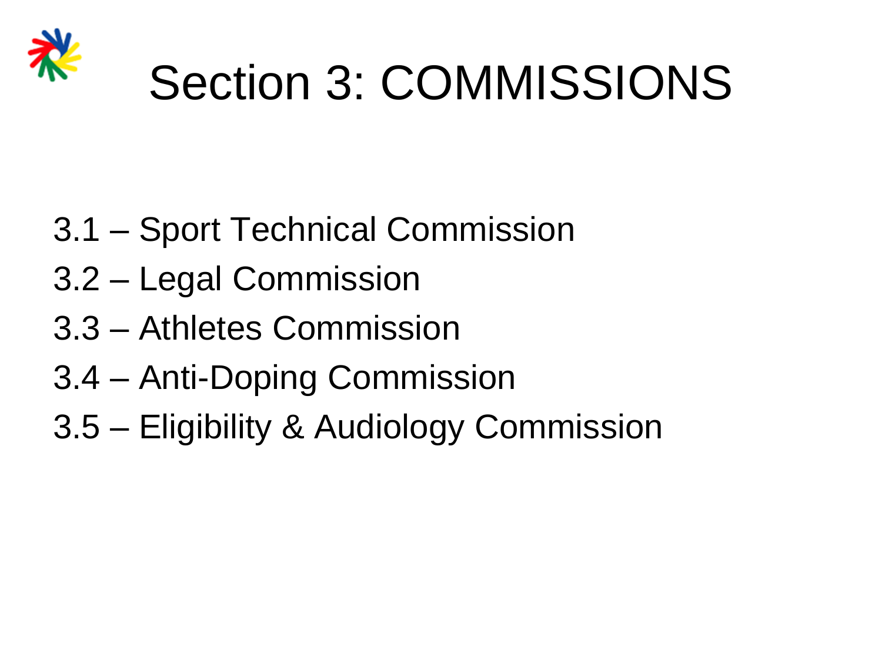# Section 3: COMMISSIONS

3.1 – Sport Technical Commission

3.2 – Legal Commission

3.3 – Athletes Commission

3.4 – Anti-Doping Commission

3.5 – Eligibility & Audiology Commission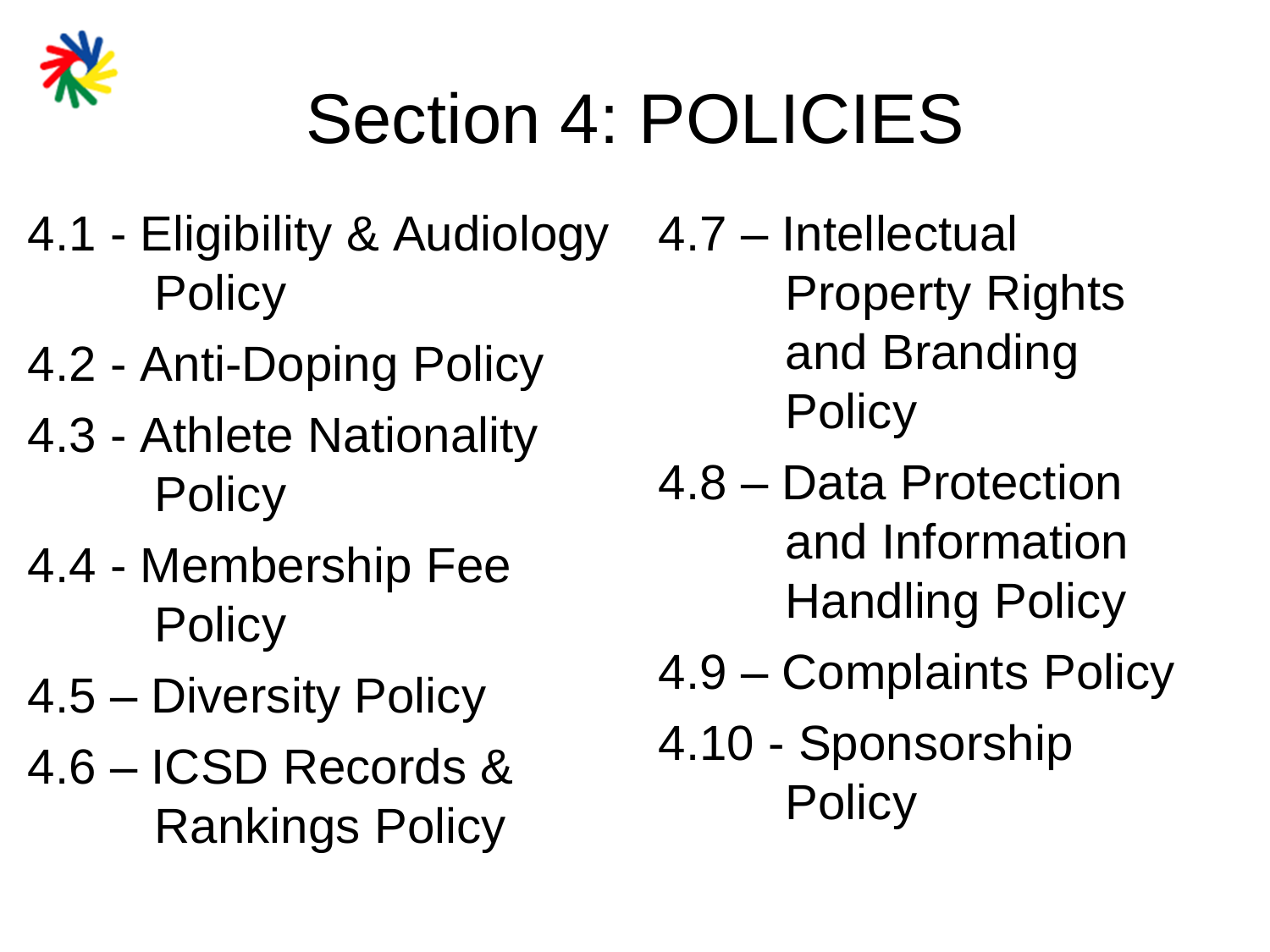# Section 4: POLICIES

- 4.1 - Eligibility & Audiology Policy
- 4.2 - Anti-Doping Policy
- 4.3 - Athlete Nationality Policy
- 4.4 - Membership Fee Policy
- 4.5 – Diversity Policy
- 4.6 – ICSD Records & Rankings Policy
- 4.7 – Intellectual Property Rights and Branding Policy
- 4.8 – Data Protection and Information Handling Policy
- 4.9 – Complaints Policy
- 4.10 - Sponsorship Policy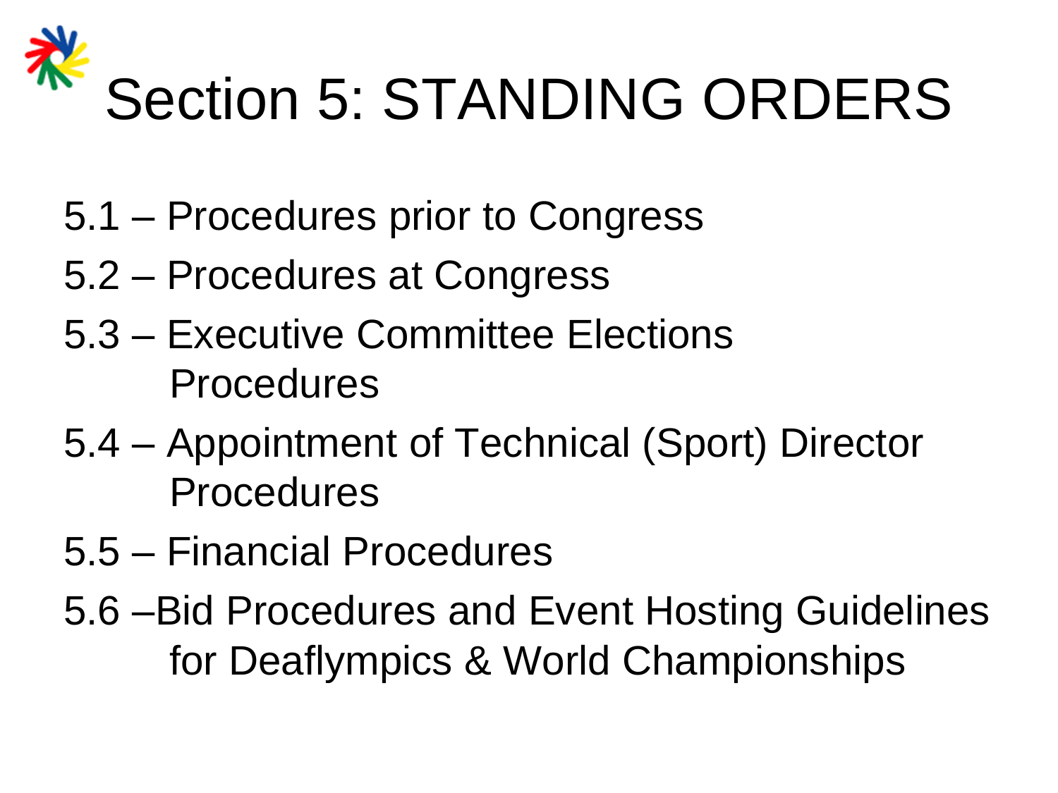# Section 5: STANDING ORDERS

- 5.1 – Procedures prior to Congress
- 5.2 – Procedures at Congress
- 5.3 – Executive Committee Elections Procedures
- 5.4 – Appointment of Technical (Sport) Director Procedures
- 5.5 – Financial Procedures
- 5.6 –Bid Procedures and Event Hosting Guidelines for Deaflympics & World Championships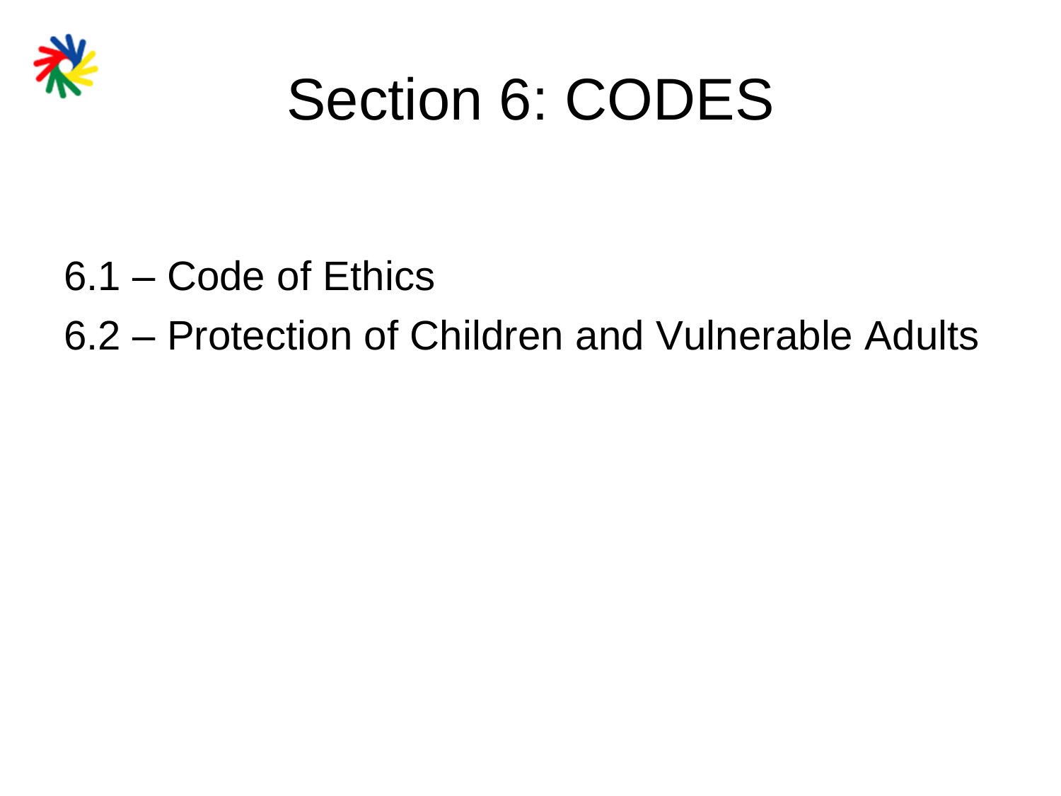# Section 6: CODES

6.1 – Code of Ethics

6.2 – Protection of Children and Vulnerable Adults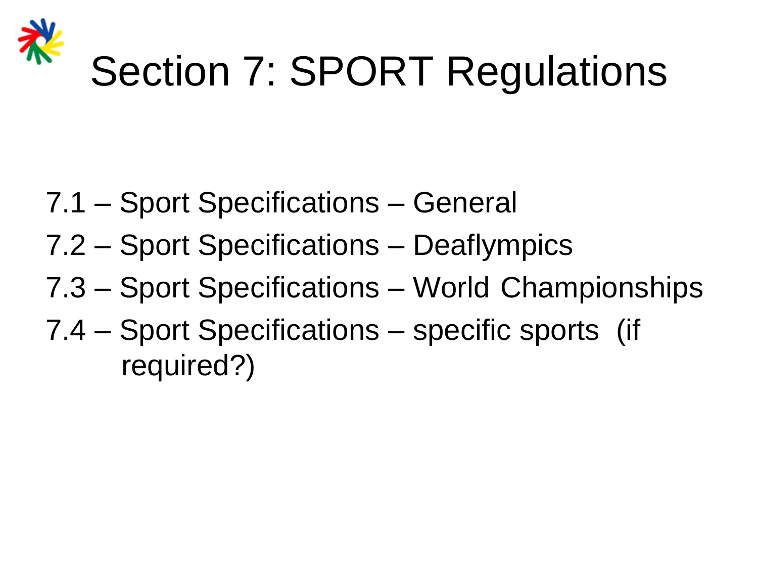# Section 7: SPORT Regulations

7.1 – Sport Specifications – General

7.2 – Sport Specifications – Deaflympics

7.3 – Sport Specifications – World Championships

7.4 – Sport Specifications – specific sports (if required?)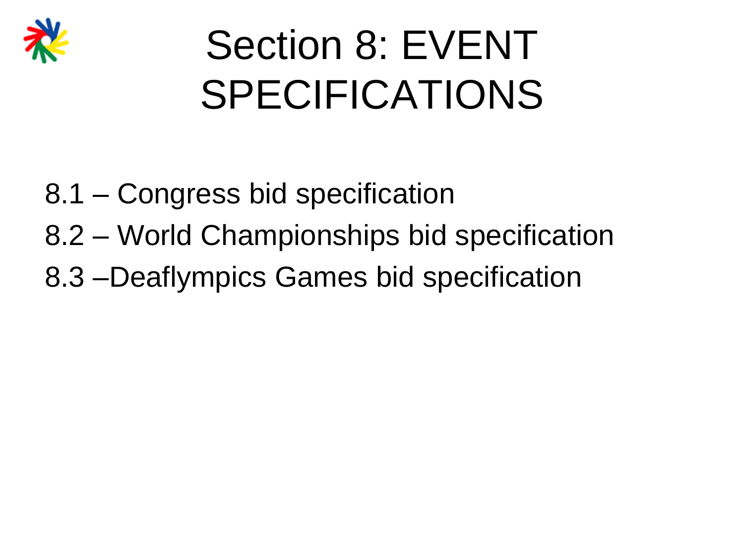# Section 8: EVENT SPECIFICATIONS

8.1 – Congress bid specification

8.2 – World Championships bid specification

8.3 –Deaflympics Games bid specification